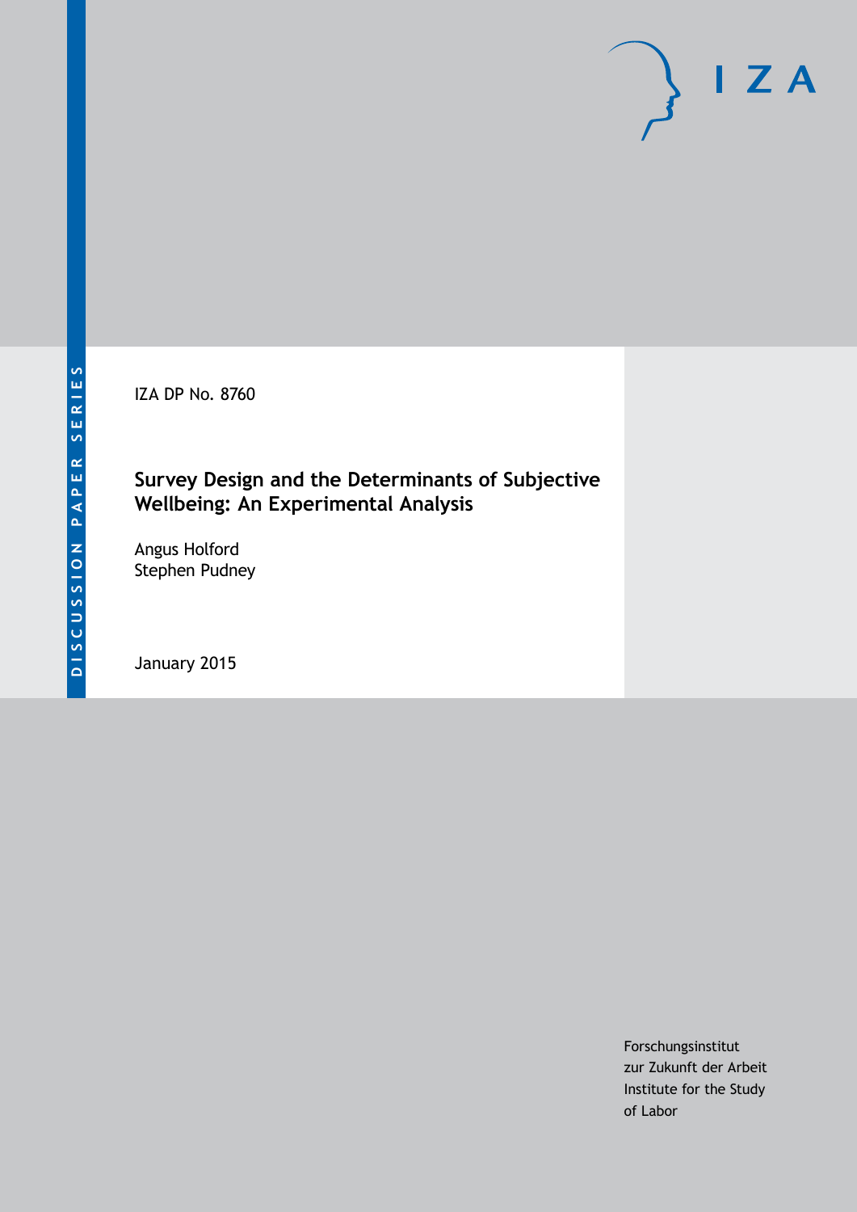DISCUSSION PAPER SERIES

IZA DP No. 8760

# Survey Design and the Determinants of Subjective Wellbeing: An Experimental Analysis

Angus Holford
Stephen Pudney

January 2015

Forschungsinstitut
zur Zukunft der Arbeit
Institute for the Study
of Labor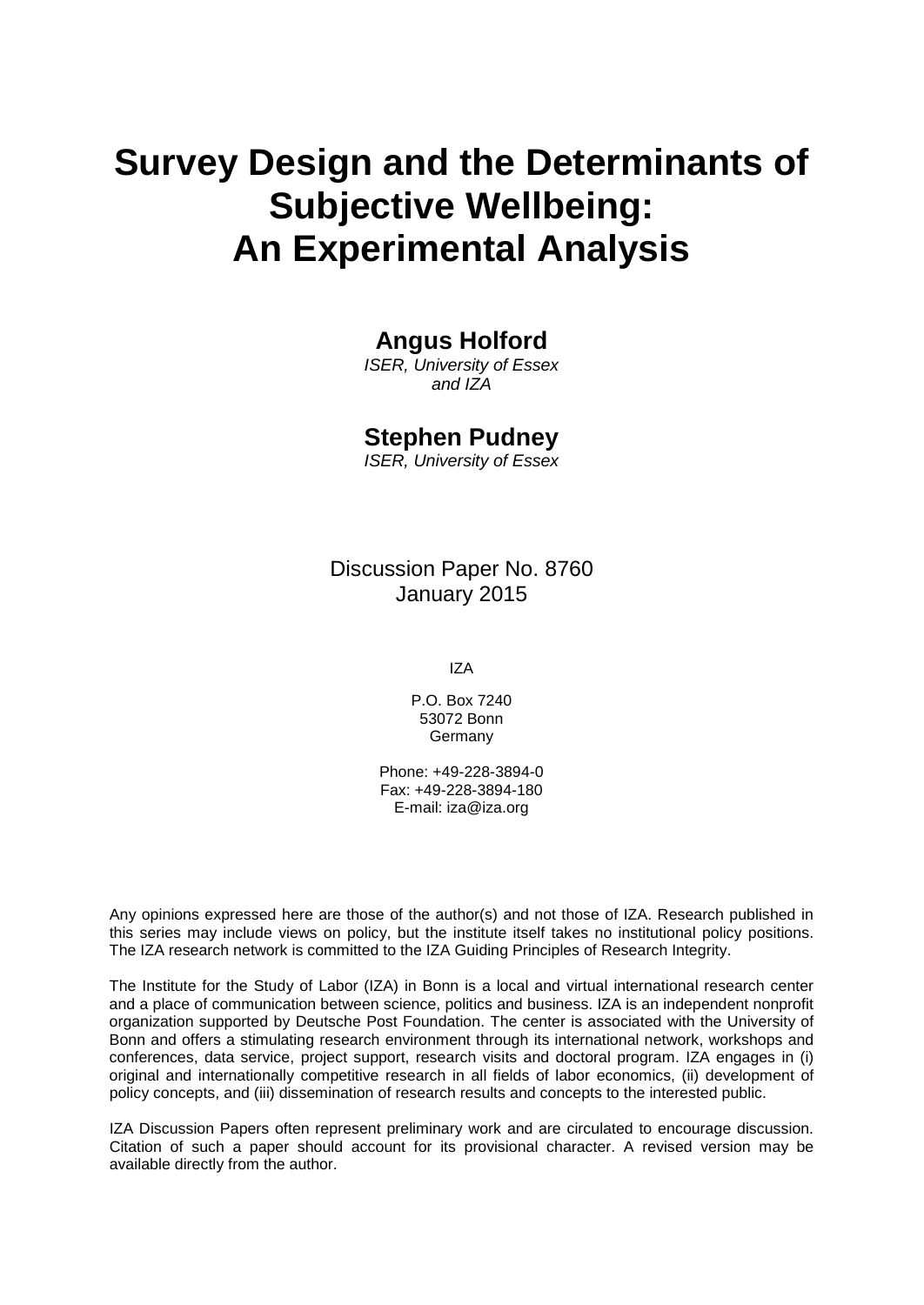# Survey Design and the Determinants of Subjective Wellbeing: An Experimental Analysis

**Angus Holford**
*ISER, University of Essex and IZA*

**Stephen Pudney**
*ISER, University of Essex*

Discussion Paper No. 8760
January 2015

IZA

P.O. Box 7240
53072 Bonn
Germany

Phone: +49-228-3894-0
Fax: +49-228-3894-180
E-mail: iza@iza.org

Any opinions expressed here are those of the author(s) and not those of IZA. Research published in this series may include views on policy, but the institute itself takes no institutional policy positions. The IZA research network is committed to the IZA Guiding Principles of Research Integrity.

The Institute for the Study of Labor (IZA) in Bonn is a local and virtual international research center and a place of communication between science, politics and business. IZA is an independent nonprofit organization supported by Deutsche Post Foundation. The center is associated with the University of Bonn and offers a stimulating research environment through its international network, workshops and conferences, data service, project support, research visits and doctoral program. IZA engages in (i) original and internationally competitive research in all fields of labor economics, (ii) development of policy concepts, and (iii) dissemination of research results and concepts to the interested public.

IZA Discussion Papers often represent preliminary work and are circulated to encourage discussion. Citation of such a paper should account for its provisional character. A revised version may be available directly from the author.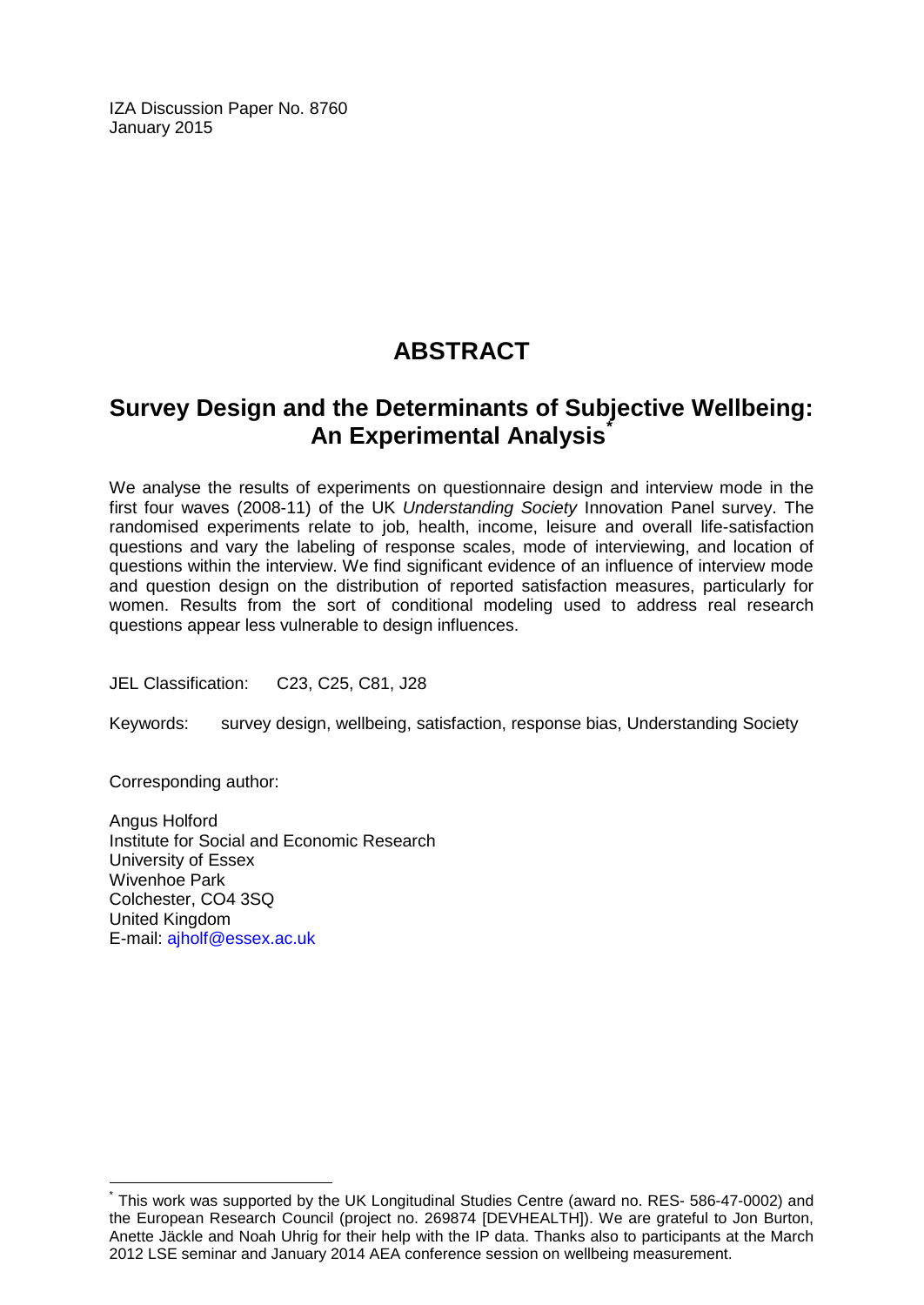IZA Discussion Paper No. 8760
January 2015

# ABSTRACT

## Survey Design and the Determinants of Subjective Wellbeing: An Experimental Analysis[*]

We analyse the results of experiments on questionnaire design and interview mode in the first four waves (2008-11) of the UK *Understanding Society* Innovation Panel survey. The randomised experiments relate to job, health, income, leisure and overall life-satisfaction questions and vary the labeling of response scales, mode of interviewing, and location of questions within the interview. We find significant evidence of an influence of interview mode and question design on the distribution of reported satisfaction measures, particularly for women. Results from the sort of conditional modeling used to address real research questions appear less vulnerable to design influences.

JEL Classification: C23, C25, C81, J28

Keywords: survey design, wellbeing, satisfaction, response bias, Understanding Society

Corresponding author:

Angus Holford
Institute for Social and Economic Research
University of Essex
Wivenhoe Park
Colchester, CO4 3SQ
United Kingdom
E-mail: ajholf@essex.ac.uk

[*] This work was supported by the UK Longitudinal Studies Centre (award no. RES- 586-47-0002) and the European Research Council (project no. 269874 [DEVHEALTH]). We are grateful to Jon Burton, Anette Jäckle and Noah Uhrig for their help with the IP data. Thanks also to participants at the March 2012 LSE seminar and January 2014 AEA conference session on wellbeing measurement.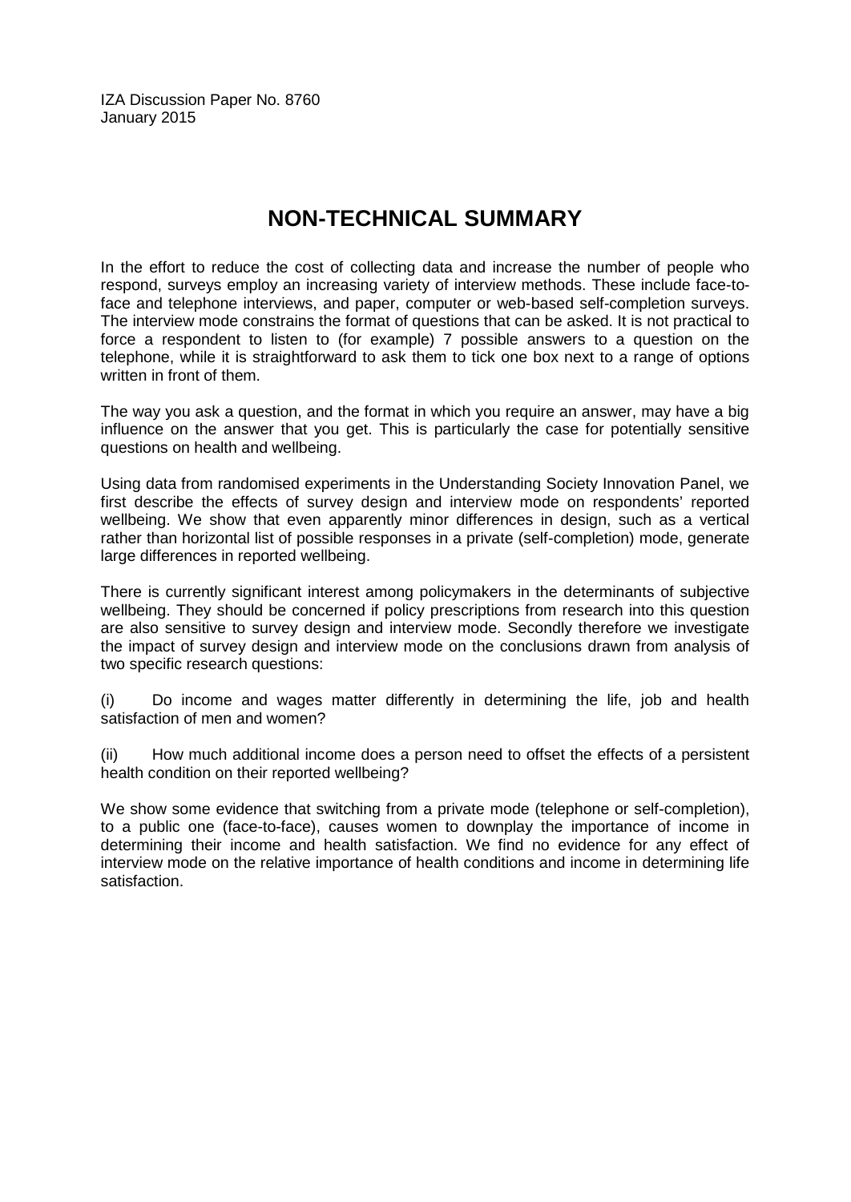IZA Discussion Paper No. 8760
January 2015

# NON-TECHNICAL SUMMARY

In the effort to reduce the cost of collecting data and increase the number of people who respond, surveys employ an increasing variety of interview methods. These include face-to-face and telephone interviews, and paper, computer or web-based self-completion surveys. The interview mode constrains the format of questions that can be asked. It is not practical to force a respondent to listen to (for example) 7 possible answers to a question on the telephone, while it is straightforward to ask them to tick one box next to a range of options written in front of them.

The way you ask a question, and the format in which you require an answer, may have a big influence on the answer that you get. This is particularly the case for potentially sensitive questions on health and wellbeing.

Using data from randomised experiments in the Understanding Society Innovation Panel, we first describe the effects of survey design and interview mode on respondents' reported wellbeing. We show that even apparently minor differences in design, such as a vertical rather than horizontal list of possible responses in a private (self-completion) mode, generate large differences in reported wellbeing.

There is currently significant interest among policymakers in the determinants of subjective wellbeing. They should be concerned if policy prescriptions from research into this question are also sensitive to survey design and interview mode. Secondly therefore we investigate the impact of survey design and interview mode on the conclusions drawn from analysis of two specific research questions:

(i) Do income and wages matter differently in determining the life, job and health satisfaction of men and women?

(ii) How much additional income does a person need to offset the effects of a persistent health condition on their reported wellbeing?

We show some evidence that switching from a private mode (telephone or self-completion), to a public one (face-to-face), causes women to downplay the importance of income in determining their income and health satisfaction. We find no evidence for any effect of interview mode on the relative importance of health conditions and income in determining life satisfaction.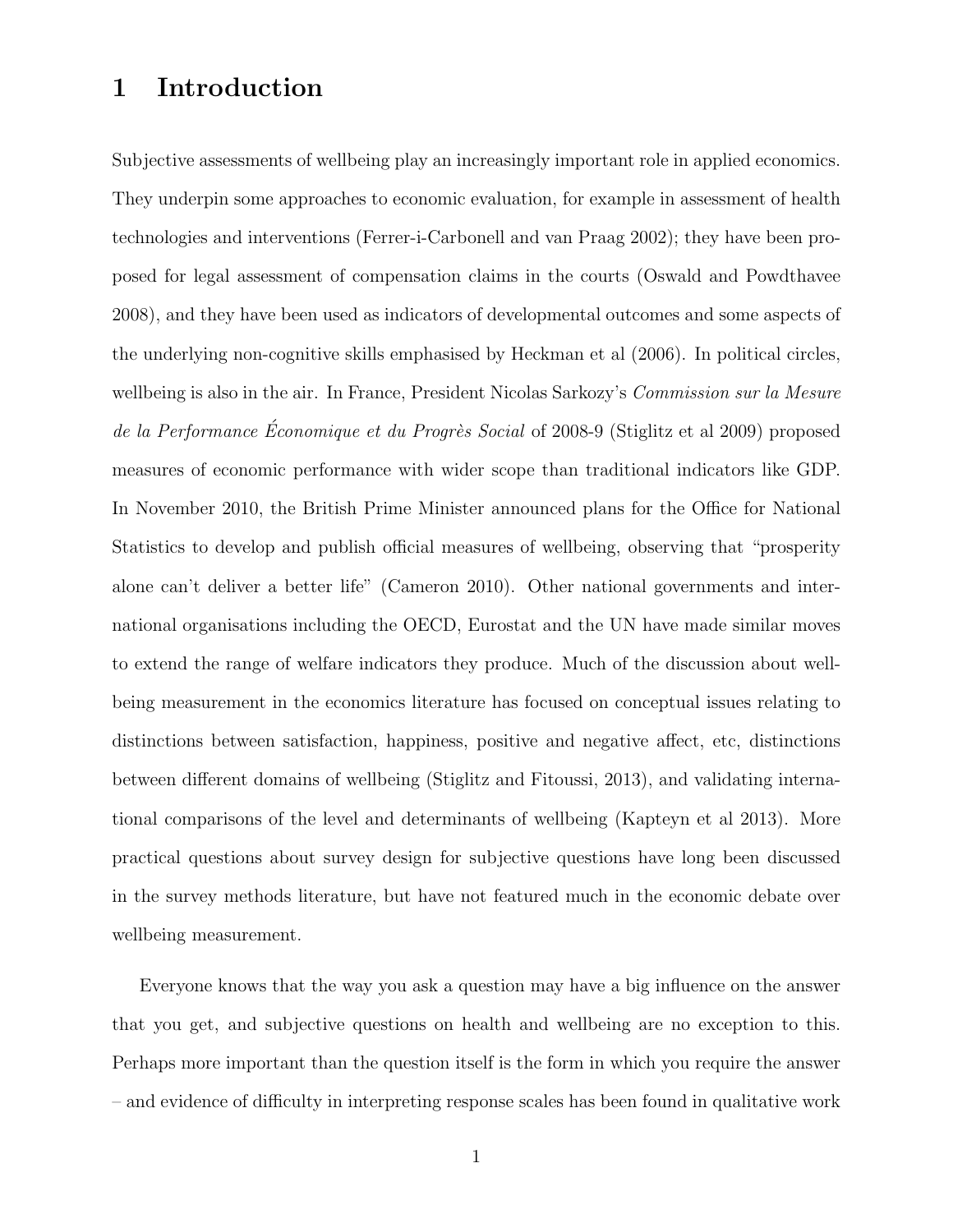# 1 Introduction

Subjective assessments of wellbeing play an increasingly important role in applied economics. They underpin some approaches to economic evaluation, for example in assessment of health technologies and interventions (Ferrer-i-Carbonell and van Praag 2002); they have been proposed for legal assessment of compensation claims in the courts (Oswald and Powdthavee 2008), and they have been used as indicators of developmental outcomes and some aspects of the underlying non-cognitive skills emphasised by Heckman et al (2006). In political circles, wellbeing is also in the air. In France, President Nicolas Sarkozy's *Commission sur la Mesure de la Performance Économique et du Progrès Social* of 2008-9 (Stiglitz et al 2009) proposed measures of economic performance with wider scope than traditional indicators like GDP. In November 2010, the British Prime Minister announced plans for the Office for National Statistics to develop and publish official measures of wellbeing, observing that "prosperity alone can't deliver a better life" (Cameron 2010). Other national governments and international organisations including the OECD, Eurostat and the UN have made similar moves to extend the range of welfare indicators they produce. Much of the discussion about wellbeing measurement in the economics literature has focused on conceptual issues relating to distinctions between satisfaction, happiness, positive and negative affect, etc, distinctions between different domains of wellbeing (Stiglitz and Fitoussi, 2013), and validating international comparisons of the level and determinants of wellbeing (Kapteyn et al 2013). More practical questions about survey design for subjective questions have long been discussed in the survey methods literature, but have not featured much in the economic debate over wellbeing measurement.

Everyone knows that the way you ask a question may have a big influence on the answer that you get, and subjective questions on health and wellbeing are no exception to this. Perhaps more important than the question itself is the form in which you require the answer – and evidence of difficulty in interpreting response scales has been found in qualitative work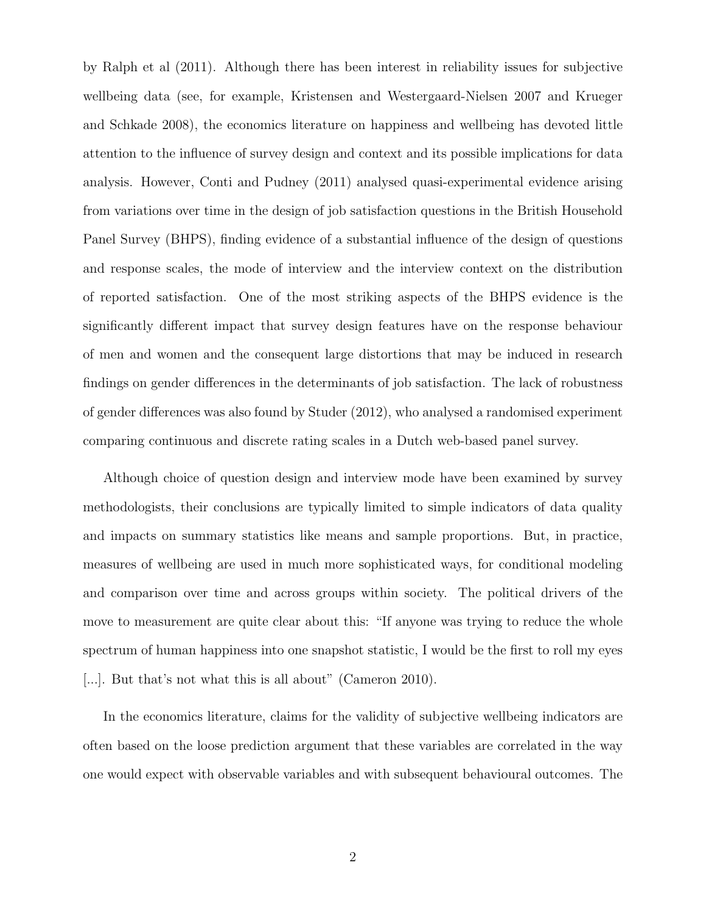by Ralph et al (2011). Although there has been interest in reliability issues for subjective wellbeing data (see, for example, Kristensen and Westergaard-Nielsen 2007 and Krueger and Schkade 2008), the economics literature on happiness and wellbeing has devoted little attention to the influence of survey design and context and its possible implications for data analysis. However, Conti and Pudney (2011) analysed quasi-experimental evidence arising from variations over time in the design of job satisfaction questions in the British Household Panel Survey (BHPS), finding evidence of a substantial influence of the design of questions and response scales, the mode of interview and the interview context on the distribution of reported satisfaction. One of the most striking aspects of the BHPS evidence is the significantly different impact that survey design features have on the response behaviour of men and women and the consequent large distortions that may be induced in research findings on gender differences in the determinants of job satisfaction. The lack of robustness of gender differences was also found by Studer (2012), who analysed a randomised experiment comparing continuous and discrete rating scales in a Dutch web-based panel survey.

Although choice of question design and interview mode have been examined by survey methodologists, their conclusions are typically limited to simple indicators of data quality and impacts on summary statistics like means and sample proportions. But, in practice, measures of wellbeing are used in much more sophisticated ways, for conditional modeling and comparison over time and across groups within society. The political drivers of the move to measurement are quite clear about this: "If anyone was trying to reduce the whole spectrum of human happiness into one snapshot statistic, I would be the first to roll my eyes [...]. But that's not what this is all about" (Cameron 2010).

In the economics literature, claims for the validity of subjective wellbeing indicators are often based on the loose prediction argument that these variables are correlated in the way one would expect with observable variables and with subsequent behavioural outcomes. The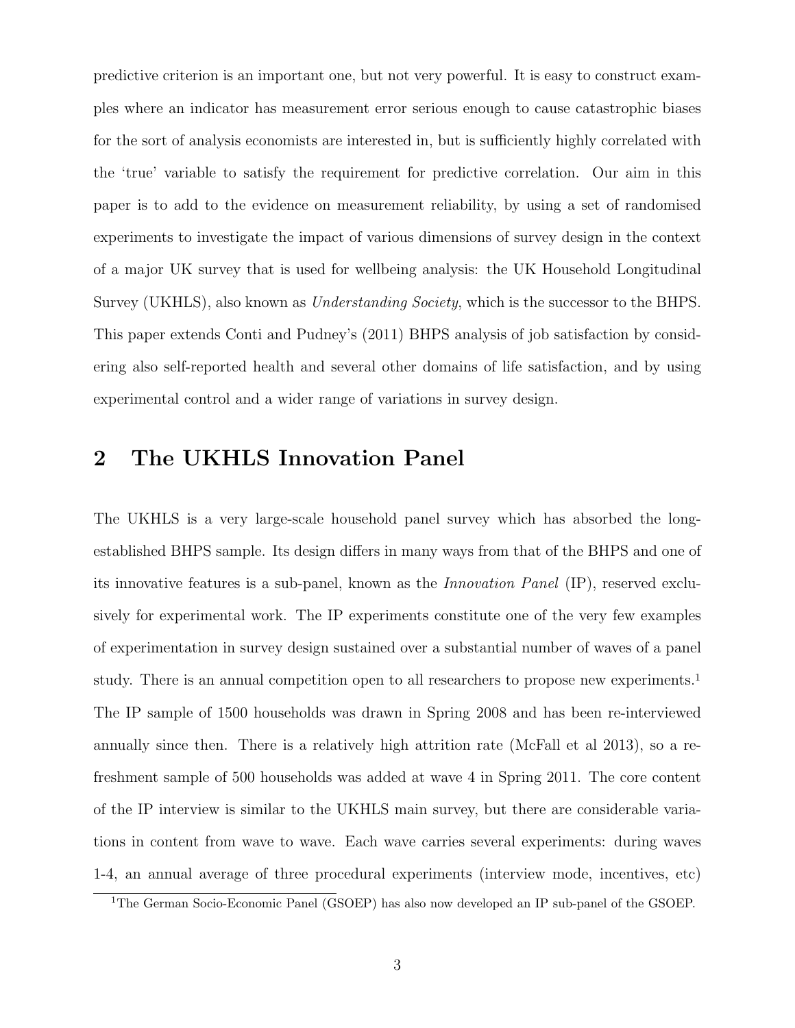predictive criterion is an important one, but not very powerful. It is easy to construct examples where an indicator has measurement error serious enough to cause catastrophic biases for the sort of analysis economists are interested in, but is sufficiently highly correlated with the 'true' variable to satisfy the requirement for predictive correlation. Our aim in this paper is to add to the evidence on measurement reliability, by using a set of randomised experiments to investigate the impact of various dimensions of survey design in the context of a major UK survey that is used for wellbeing analysis: the UK Household Longitudinal Survey (UKHLS), also known as *Understanding Society*, which is the successor to the BHPS. This paper extends Conti and Pudney's (2011) BHPS analysis of job satisfaction by considering also self-reported health and several other domains of life satisfaction, and by using experimental control and a wider range of variations in survey design.

## 2 The UKHLS Innovation Panel

The UKHLS is a very large-scale household panel survey which has absorbed the long-established BHPS sample. Its design differs in many ways from that of the BHPS and one of its innovative features is a sub-panel, known as the *Innovation Panel* (IP), reserved exclusively for experimental work. The IP experiments constitute one of the very few examples of experimentation in survey design sustained over a substantial number of waves of a panel study. There is an annual competition open to all researchers to propose new experiments.[1] The IP sample of 1500 households was drawn in Spring 2008 and has been re-interviewed annually since then. There is a relatively high attrition rate (McFall et al 2013), so a refreshment sample of 500 households was added at wave 4 in Spring 2011. The core content of the IP interview is similar to the UKHLS main survey, but there are considerable variations in content from wave to wave. Each wave carries several experiments: during waves 1-4, an annual average of three procedural experiments (interview mode, incentives, etc)

[1] The German Socio-Economic Panel (GSOEP) has also now developed an IP sub-panel of the GSOEP.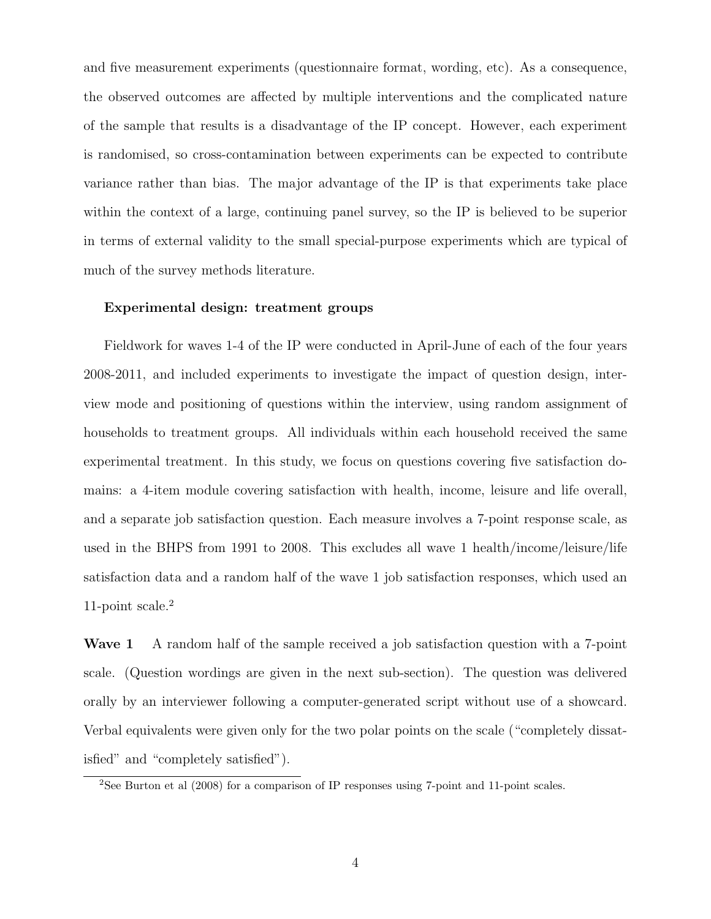and five measurement experiments (questionnaire format, wording, etc). As a consequence, the observed outcomes are affected by multiple interventions and the complicated nature of the sample that results is a disadvantage of the IP concept. However, each experiment is randomised, so cross-contamination between experiments can be expected to contribute variance rather than bias. The major advantage of the IP is that experiments take place within the context of a large, continuing panel survey, so the IP is believed to be superior in terms of external validity to the small special-purpose experiments which are typical of much of the survey methods literature.

**Experimental design: treatment groups**

Fieldwork for waves 1-4 of the IP were conducted in April-June of each of the four years 2008-2011, and included experiments to investigate the impact of question design, interview mode and positioning of questions within the interview, using random assignment of households to treatment groups. All individuals within each household received the same experimental treatment. In this study, we focus on questions covering five satisfaction domains: a 4-item module covering satisfaction with health, income, leisure and life overall, and a separate job satisfaction question. Each measure involves a 7-point response scale, as used in the BHPS from 1991 to 2008. This excludes all wave 1 health/income/leisure/life satisfaction data and a random half of the wave 1 job satisfaction responses, which used an 11-point scale.[2]

**Wave 1** A random half of the sample received a job satisfaction question with a 7-point scale. (Question wordings are given in the next sub-section). The question was delivered orally by an interviewer following a computer-generated script without use of a showcard. Verbal equivalents were given only for the two polar points on the scale ("completely dissatisfied" and "completely satisfied").

[2] See Burton et al (2008) for a comparison of IP responses using 7-point and 11-point scales.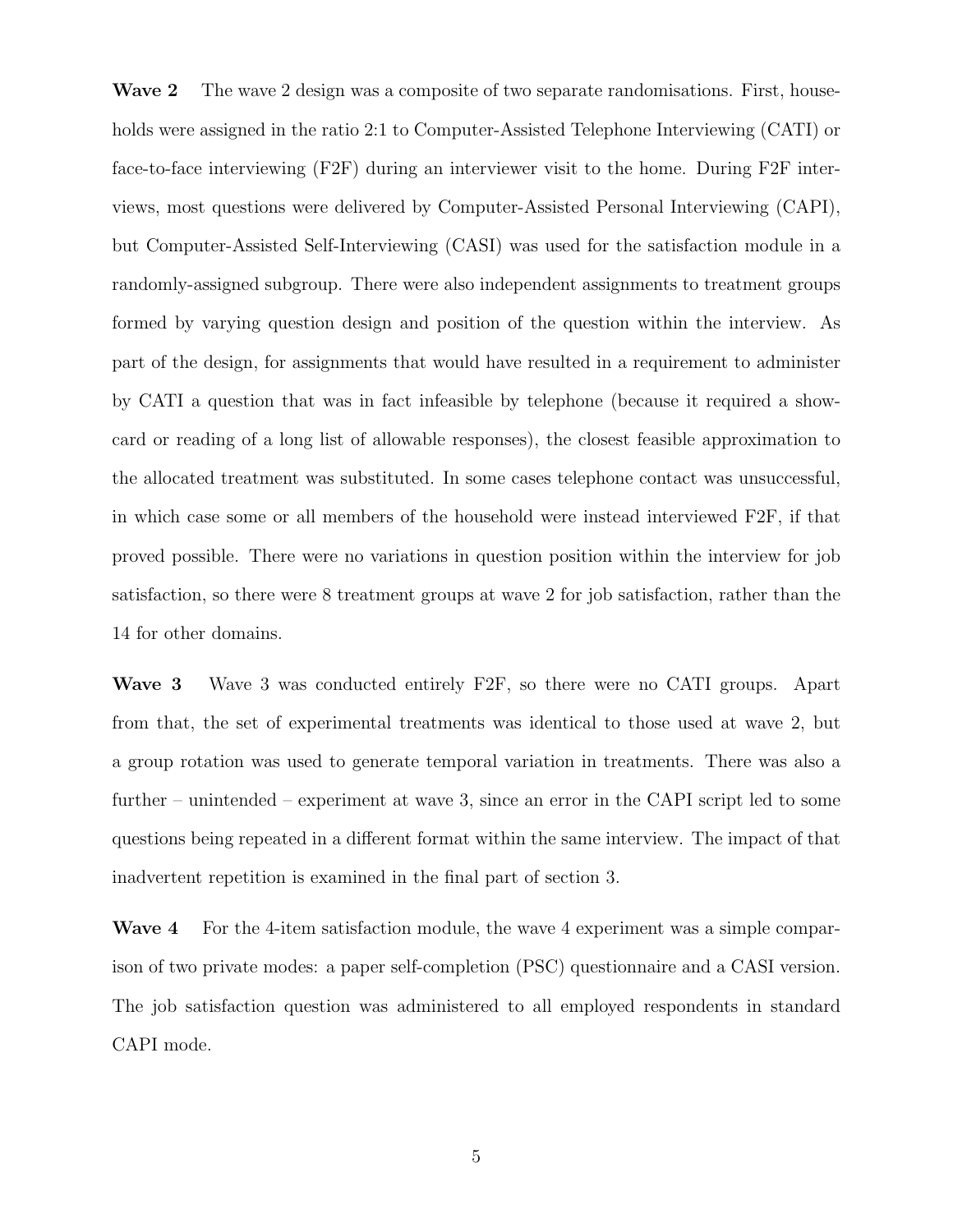**Wave 2** The wave 2 design was a composite of two separate randomisations. First, households were assigned in the ratio 2:1 to Computer-Assisted Telephone Interviewing (CATI) or face-to-face interviewing (F2F) during an interviewer visit to the home. During F2F interviews, most questions were delivered by Computer-Assisted Personal Interviewing (CAPI), but Computer-Assisted Self-Interviewing (CASI) was used for the satisfaction module in a randomly-assigned subgroup. There were also independent assignments to treatment groups formed by varying question design and position of the question within the interview. As part of the design, for assignments that would have resulted in a requirement to administer by CATI a question that was in fact infeasible by telephone (because it required a show-card or reading of a long list of allowable responses), the closest feasible approximation to the allocated treatment was substituted. In some cases telephone contact was unsuccessful, in which case some or all members of the household were instead interviewed F2F, if that proved possible. There were no variations in question position within the interview for job satisfaction, so there were 8 treatment groups at wave 2 for job satisfaction, rather than the 14 for other domains.

**Wave 3** Wave 3 was conducted entirely F2F, so there were no CATI groups. Apart from that, the set of experimental treatments was identical to those used at wave 2, but a group rotation was used to generate temporal variation in treatments. There was also a further – unintended – experiment at wave 3, since an error in the CAPI script led to some questions being repeated in a different format within the same interview. The impact of that inadvertent repetition is examined in the final part of section 3.

**Wave 4** For the 4-item satisfaction module, the wave 4 experiment was a simple comparison of two private modes: a paper self-completion (PSC) questionnaire and a CASI version. The job satisfaction question was administered to all employed respondents in standard CAPI mode.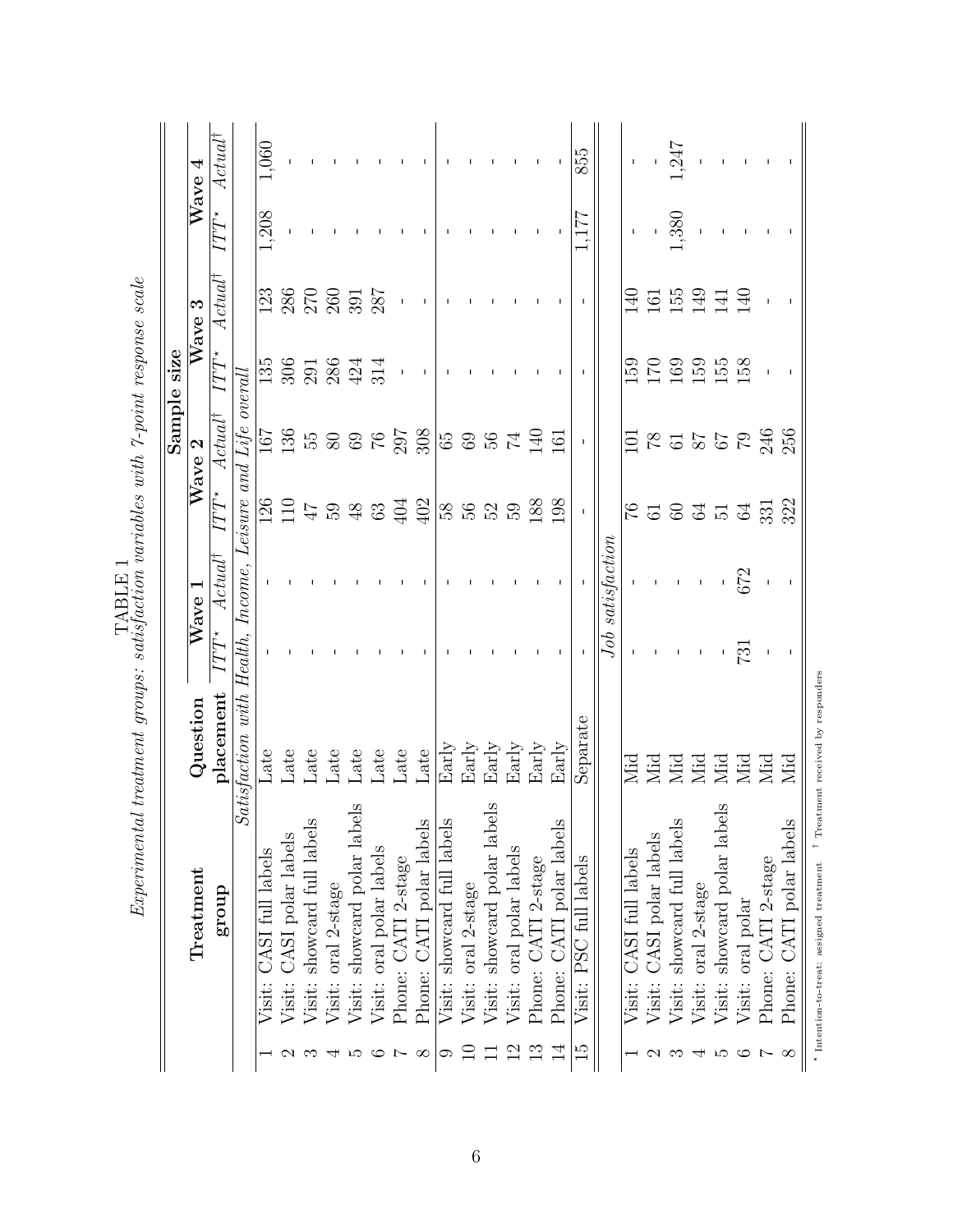TABLE 1

*Experimental treatment groups: satisfaction variables with 7-point response scale*

| | Treatment group | Question placement | Wave 1 ITT* | Wave 1 Actual† | Wave 2 ITT* | Wave 2 Actual† | Wave 3 ITT* | Wave 3 Actual† | Wave 4 ITT* | Wave 4 Actual† |
|---|---|---|---|---|---|---|---|---|---|---|
| | *Satisfaction with Health, Income, Leisure and Life overall* | | | | | | | | | |
| 1 | Visit: CASI full labels | Late | - | - | 126 | 167 | 135 | 123 | 1,208 | 1,060 |
| 2 | Visit: CASI polar labels | Late | - | - | 110 | 136 | 306 | 286 | - | - |
| 3 | Visit: showcard full labels | Late | - | - | 47 | 55 | 291 | 270 | - | - |
| 4 | Visit: oral 2-stage | Late | - | - | 59 | 80 | 286 | 260 | - | - |
| 5 | Visit: showcard polar labels | Late | - | - | 48 | 69 | 424 | 391 | - | - |
| 6 | Visit: oral polar labels | Late | - | - | 63 | 76 | 314 | 287 | - | - |
| 7 | Phone: CATI 2-stage | Late | - | - | 404 | 297 | - | - | - | - |
| 8 | Phone: CATI polar labels | Late | - | - | 402 | 308 | - | - | - | - |
| 9 | Visit: showcard full labels | Early | - | - | 58 | 65 | - | - | - | - |
| 10 | Visit: oral 2-stage | Early | - | - | 56 | 69 | - | - | - | - |
| 11 | Visit: showcard polar labels | Early | - | - | 52 | 56 | - | - | - | - |
| 12 | Visit: oral polar labels | Early | - | - | 59 | 74 | - | - | - | - |
| 13 | Phone: CATI 2-stage | Early | - | - | 188 | 140 | - | - | - | - |
| 14 | Phone: CATI polar labels | Early | - | - | 198 | 161 | - | - | - | - |
| 15 | Visit: PSC full labels | Separate | - | - | - | - | - | - | 1,177 | 855 |
| | *Job satisfaction* | | | | | | | | | |
| 1 | Visit: CASI full labels | Mid | - | - | 76 | 101 | 159 | 140 | - | - |
| 2 | Visit: CASI polar labels | Mid | - | - | 61 | 78 | 170 | 161 | - | - |
| 3 | Visit: showcard full labels | Mid | - | - | 60 | 61 | 169 | 155 | 1,380 | 1,247 |
| 4 | Visit: oral 2-stage | Mid | - | - | 64 | 87 | 159 | 149 | - | - |
| 5 | Visit: showcard polar labels | Mid | - | - | 51 | 67 | 155 | 141 | - | - |
| 6 | Visit: oral polar | Mid | 731 | 672 | 64 | 79 | 158 | 140 | - | - |
| 7 | Phone: CATI 2-stage | Mid | - | - | 331 | 246 | - | - | - | - |
| 8 | Phone: CATI polar labels | Mid | - | - | 322 | 256 | - | - | - | - |

* Intention-to-treat: assigned treatment † Treatment received by responders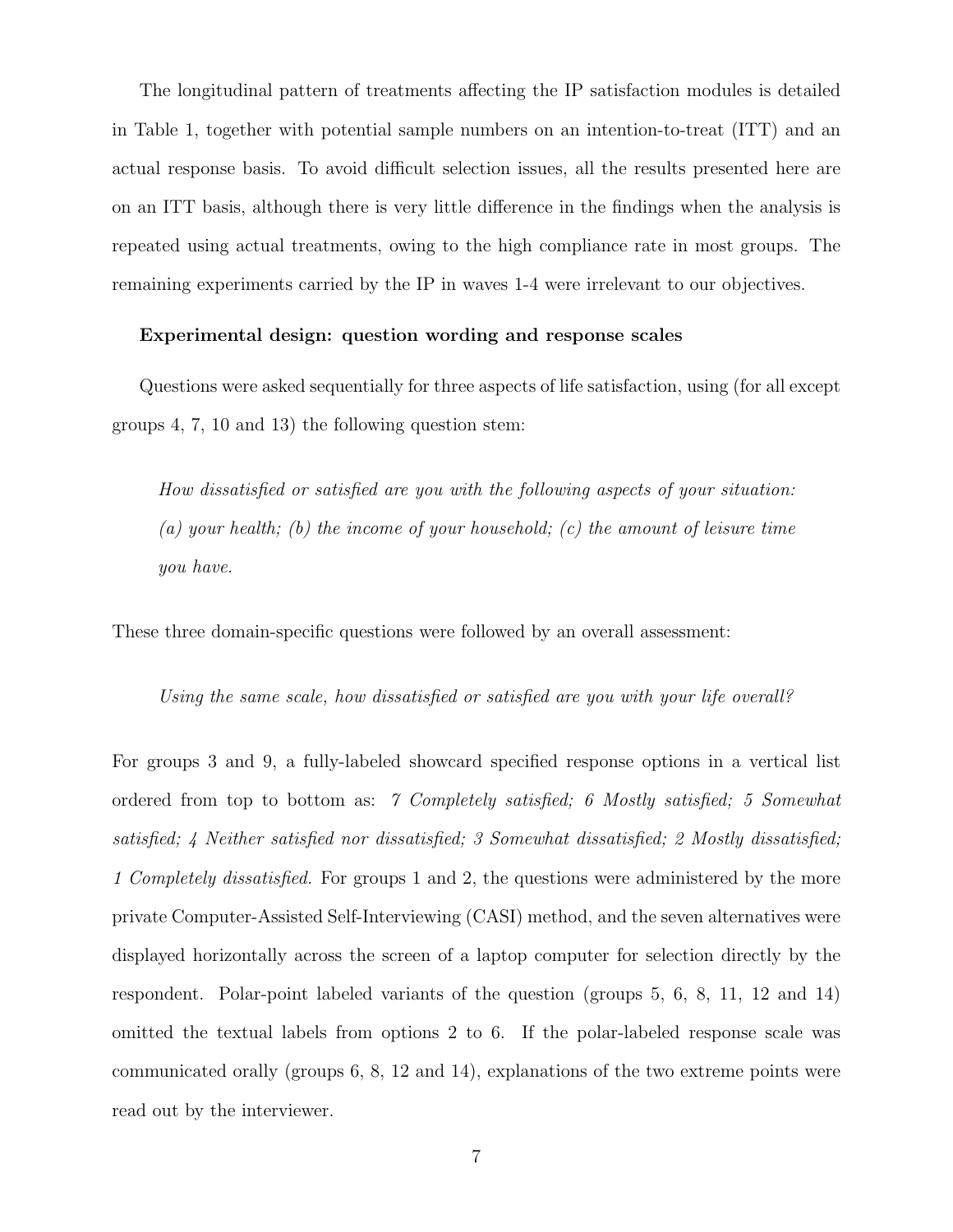The longitudinal pattern of treatments affecting the IP satisfaction modules is detailed in Table 1, together with potential sample numbers on an intention-to-treat (ITT) and an actual response basis. To avoid difficult selection issues, all the results presented here are on an ITT basis, although there is very little difference in the findings when the analysis is repeated using actual treatments, owing to the high compliance rate in most groups. The remaining experiments carried by the IP in waves 1-4 were irrelevant to our objectives.

**Experimental design: question wording and response scales**

Questions were asked sequentially for three aspects of life satisfaction, using (for all except groups 4, 7, 10 and 13) the following question stem:

> *How dissatisfied or satisfied are you with the following aspects of your situation: (a) your health; (b) the income of your household; (c) the amount of leisure time you have.*

These three domain-specific questions were followed by an overall assessment:

> *Using the same scale, how dissatisfied or satisfied are you with your life overall?*

For groups 3 and 9, a fully-labeled showcard specified response options in a vertical list ordered from top to bottom as: *7 Completely satisfied; 6 Mostly satisfied; 5 Somewhat satisfied; 4 Neither satisfied nor dissatisfied; 3 Somewhat dissatisfied; 2 Mostly dissatisfied; 1 Completely dissatisfied.* For groups 1 and 2, the questions were administered by the more private Computer-Assisted Self-Interviewing (CASI) method, and the seven alternatives were displayed horizontally across the screen of a laptop computer for selection directly by the respondent. Polar-point labeled variants of the question (groups 5, 6, 8, 11, 12 and 14) omitted the textual labels from options 2 to 6. If the polar-labeled response scale was communicated orally (groups 6, 8, 12 and 14), explanations of the two extreme points were read out by the interviewer.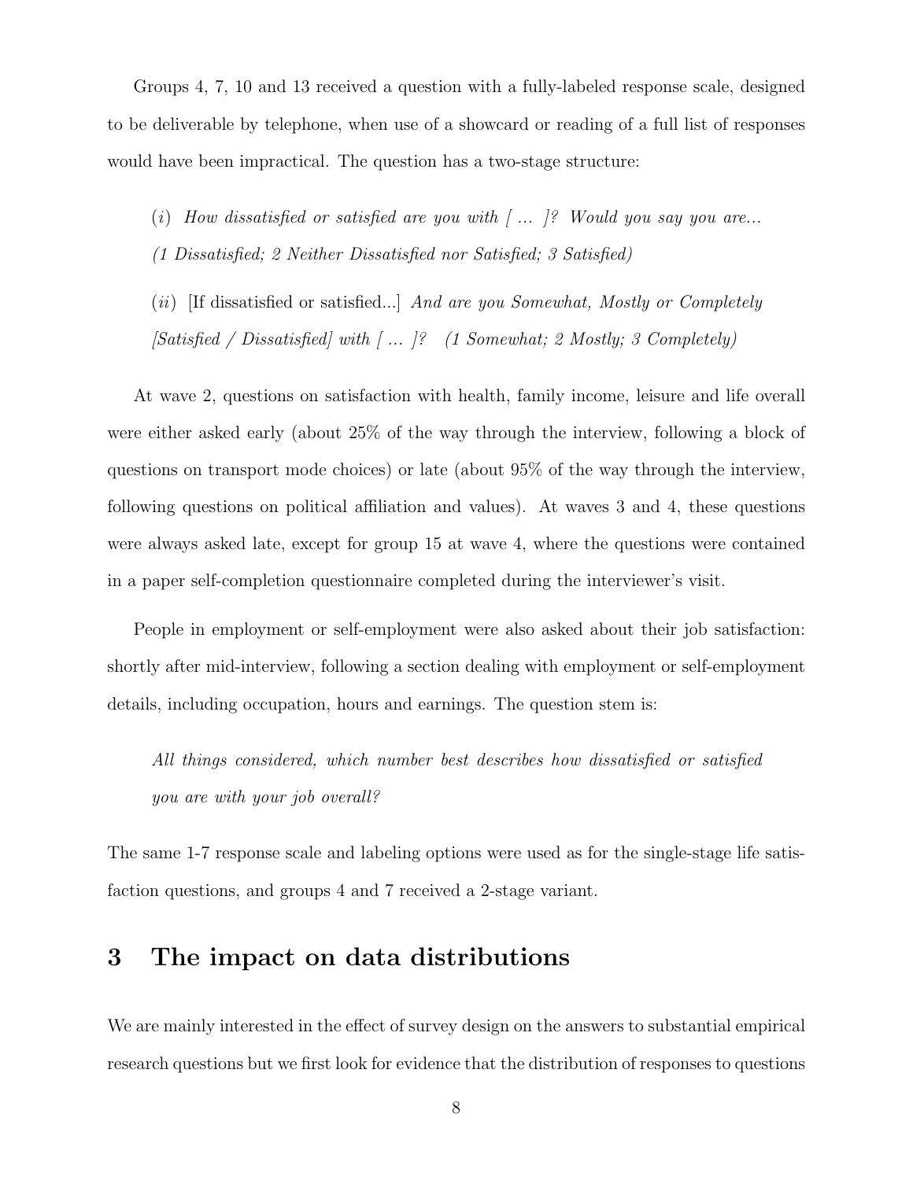Groups 4, 7, 10 and 13 received a question with a fully-labeled response scale, designed to be deliverable by telephone, when use of a showcard or reading of a full list of responses would have been impractical. The question has a two-stage structure:

> $(i)$ *How dissatisfied or satisfied are you with [ ... ]? Would you say you are...*
> *(1 Dissatisfied; 2 Neither Dissatisfied nor Satisfied; 3 Satisfied)*
>
> $(ii)$ [If dissatisfied or satisfied...] *And are you Somewhat, Mostly or Completely [Satisfied / Dissatisfied] with [ ... ]?   (1 Somewhat; 2 Mostly; 3 Completely)*

At wave 2, questions on satisfaction with health, family income, leisure and life overall were either asked early (about 25% of the way through the interview, following a block of questions on transport mode choices) or late (about 95% of the way through the interview, following questions on political affiliation and values). At waves 3 and 4, these questions were always asked late, except for group 15 at wave 4, where the questions were contained in a paper self-completion questionnaire completed during the interviewer's visit.

People in employment or self-employment were also asked about their job satisfaction: shortly after mid-interview, following a section dealing with employment or self-employment details, including occupation, hours and earnings. The question stem is:

> *All things considered, which number best describes how dissatisfied or satisfied you are with your job overall?*

The same 1-7 response scale and labeling options were used as for the single-stage life satisfaction questions, and groups 4 and 7 received a 2-stage variant.

# 3 The impact on data distributions

We are mainly interested in the effect of survey design on the answers to substantial empirical research questions but we first look for evidence that the distribution of responses to questions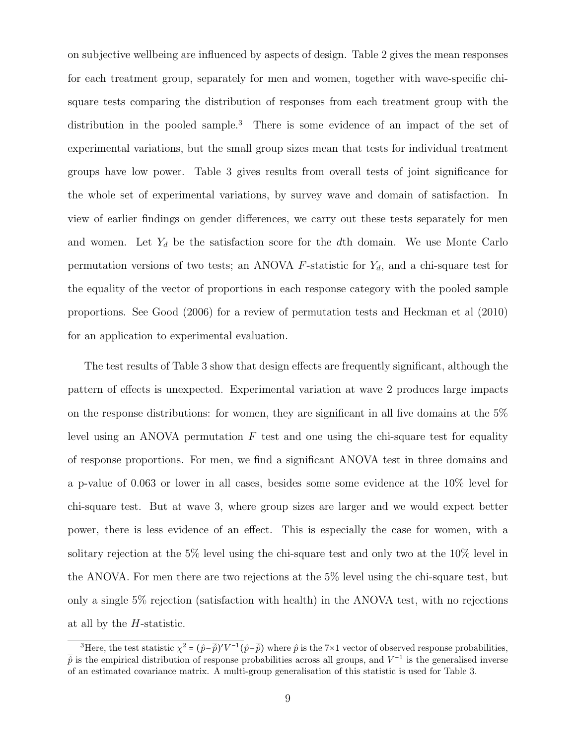on subjective wellbeing are influenced by aspects of design. Table 2 gives the mean responses for each treatment group, separately for men and women, together with wave-specific chi-square tests comparing the distribution of responses from each treatment group with the distribution in the pooled sample.[3] There is some evidence of an impact of the set of experimental variations, but the small group sizes mean that tests for individual treatment groups have low power. Table 3 gives results from overall tests of joint significance for the whole set of experimental variations, by survey wave and domain of satisfaction. In view of earlier findings on gender differences, we carry out these tests separately for men and women. Let $Y_d$ be the satisfaction score for the $d$th domain. We use Monte Carlo permutation versions of two tests; an ANOVA $F$-statistic for $Y_d$, and a chi-square test for the equality of the vector of proportions in each response category with the pooled sample proportions. See Good (2006) for a review of permutation tests and Heckman et al (2010) for an application to experimental evaluation.

The test results of Table 3 show that design effects are frequently significant, although the pattern of effects is unexpected. Experimental variation at wave 2 produces large impacts on the response distributions: for women, they are significant in all five domains at the 5% level using an ANOVA permutation $F$ test and one using the chi-square test for equality of response proportions. For men, we find a significant ANOVA test in three domains and a p-value of 0.063 or lower in all cases, besides some some evidence at the 10% level for chi-square test. But at wave 3, where group sizes are larger and we would expect better power, there is less evidence of an effect. This is especially the case for women, with a solitary rejection at the 5% level using the chi-square test and only two at the 10% level in the ANOVA. For men there are two rejections at the 5% level using the chi-square test, but only a single 5% rejection (satisfaction with health) in the ANOVA test, with no rejections at all by the $H$-statistic.

[3]Here, the test statistic $\chi^2 = (\hat{p} - \overline{\hat{p}})' V^{-1} (\hat{p} - \overline{\hat{p}})$ where $\hat{p}$ is the 7×1 vector of observed response probabilities, $\overline{\hat{p}}$ is the empirical distribution of response probabilities across all groups, and $V^{-1}$ is the generalised inverse of an estimated covariance matrix. A multi-group generalisation of this statistic is used for Table 3.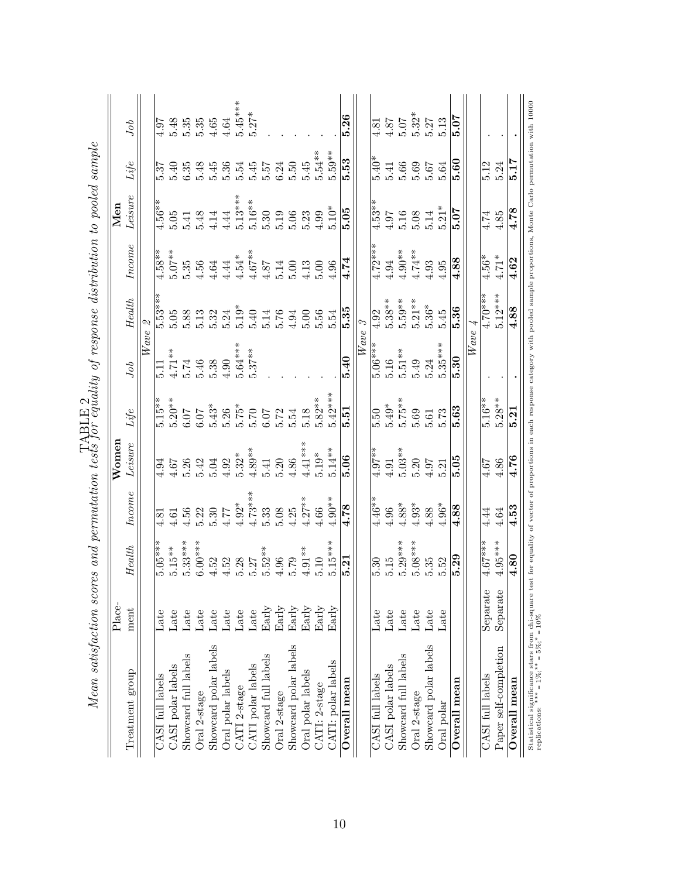TABLE 2

*Mean satisfaction scores and permutation tests for equality of response distribution to pooled sample*

| Treatment group | Place-ment | Women | | | | | Men | | | | |
|---|---|---|---|---|---|---|---|---|---|---|---|
| | | *Health* | *Income* | *Leisure* | *Life* | *Job* | *Health* | *Income* | *Leisure* | *Life* | *Job* |
| *Wave 2* | | | | | | | | | | | |
| CASI full labels | Late | 5.05*** | 4.81 | 4.94 | 5.15** | 5.11 | 5.53*** | 4.58** | 4.56** | 5.37 | 4.97 |
| CASI polar labels | Late | 5.15** | 4.61 | 4.67 | 5.20** | 4.71** | 5.05 | 5.07** | 5.05 | 5.40 | 5.48 |
| Showcard full labels | Late | 5.33*** | 4.56 | 5.26 | 6.07 | 5.74 | 5.88 | 5.35 | 5.41 | 6.35 | 5.35 |
| Oral 2-stage | Late | 6.00*** | 5.22 | 5.42 | 6.07 | 5.46 | 5.13 | 4.56 | 5.48 | 5.48 | 5.35 |
| Showcard polar labels | Late | 4.52 | 5.30 | 5.04 | 5.43* | 5.38 | 5.32 | 4.64 | 4.14 | 5.45 | 4.65 |
| Oral polar labels | Late | 4.52 | 4.77 | 4.92 | 5.26 | 4.90 | 5.24 | 4.44 | 4.44 | 5.36 | 4.64 |
| CATI 2-stage | Late | 5.28 | 4.92* | 5.32* | 5.75* | 5.64*** | 5.19* | 4.54* | 5.13*** | 5.54 | 5.45*** |
| CATI polar labels | Late | 5.27 | 4.73*** | 4.89** | 5.70 | 5.37** | 5.40 | 4.67** | 5.16** | 5.45 | 5.27* |
| Showcard full labels | Early | 5.52** | 5.33 | 5.41 | 6.07 | . | 5.14 | 4.87 | 5.30 | 5.57 | . |
| Oral 2-stage | Early | 4.96 | 5.08 | 5.20 | 5.72 | . | 5.76 | 5.14 | 5.19 | 6.24 | . |
| Showcard polar labels | Early | 5.79 | 4.25 | 4.86 | 5.54 | . | 4.94 | 5.00 | 5.06 | 5.50 | . |
| Oral polar labels | Early | 4.91** | 4.27** | 4.41*** | 5.18 | . | 5.00 | 4.13 | 5.23 | 5.45 | . |
| CATI: 2-stage | Early | 5.10 | 4.66 | 5.19* | 5.82** | . | 5.56 | 5.00 | 4.99 | 5.54** | . |
| CATI: polar labels | Early | 5.15*** | 4.90** | 5.14** | 5.42*** | . | 5.54 | 4.96 | 5.10* | 5.59** | . |
| **Overall mean** | | **5.21** | **4.78** | **5.06** | **5.51** | **5.40** | **5.35** | **4.74** | **5.05** | **5.53** | **5.26** |
| *Wave 3* | | | | | | | | | | | |
| CASI full labels | Late | 5.30 | 4.46** | 4.97** | 5.50 | 5.06*** | 4.92 | 4.72*** | 4.53** | 5.40* | 4.81 |
| CASI polar labels | Late | 5.15 | 4.96 | 4.91 | 5.49* | 5.16 | 5.38** | 4.94 | 4.97 | 5.41 | 4.87 |
| Showcard full labels | Late | 5.29*** | 4.88* | 5.03** | 5.75** | 5.51** | 5.59** | 4.90** | 5.16 | 5.66 | 5.07 |
| Oral 2-stage | Late | 5.08*** | 4.93* | 5.20 | 5.69 | 5.49 | 5.21** | 4.74** | 5.08 | 5.69 | 5.32* |
| Showcard polar labels | Late | 5.35 | 4.88 | 4.97 | 5.61 | 5.24 | 5.36* | 4.93 | 5.14 | 5.67 | 5.27 |
| Oral polar | Late | 5.52 | 4.96* | 5.21 | 5.73 | 5.35*** | 5.45 | 4.95 | 5.21* | 5.64 | 5.13 |
| **Overall mean** | | **5.29** | **4.88** | **5.05** | **5.63** | **5.30** | **5.36** | **4.88** | **5.07** | **5.60** | **5.07** |
| *Wave 4* | | | | | | | | | | | |
| CASI full labels | Separate | 4.67*** | 4.44 | 4.67 | 5.16** | . | 4.70*** | 4.56* | 4.74 | 5.12 | . |
| Paper self-completion | Separate | 4.95*** | 4.64 | 4.86 | 5.28** | . | 5.12*** | 4.71* | 4.85 | 5.24 | . |
| **Overall mean** | | **4.80** | **4.53** | **4.76** | **5.21** | **.** | **4.88** | **4.62** | **4.78** | **5.17** | **.** |

Statistical significance stars from chi-square test for equality of vector of proportions in each response category with pooled sample proportions, Monte Carlo permutation with 10000 replications: *** = 1%; ** = 5%; * = 10%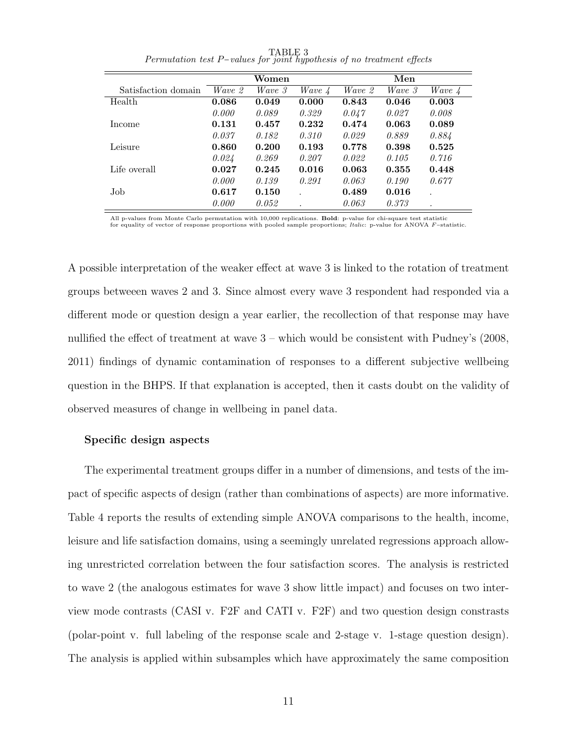TABLE 3
*Permutation test P−values for joint hypothesis of no treatment effects*

| Satisfaction domain | Women | | | Men | | |
|---|---|---|---|---|---|---|
| | *Wave 2* | *Wave 3* | *Wave 4* | *Wave 2* | *Wave 3* | *Wave 4* |
| Health | **0.086** | **0.049** | **0.000** | **0.843** | **0.046** | **0.003** |
| | *0.000* | *0.089* | *0.329* | *0.047* | *0.027* | *0.008* |
| Income | **0.131** | **0.457** | **0.232** | **0.474** | **0.063** | **0.089** |
| | *0.037* | *0.182* | *0.310* | *0.029* | *0.889* | *0.884* |
| Leisure | **0.860** | **0.200** | **0.193** | **0.778** | **0.398** | **0.525** |
| | *0.024* | *0.269* | *0.207* | *0.022* | *0.105* | *0.716* |
| Life overall | **0.027** | **0.245** | **0.016** | **0.063** | **0.355** | **0.448** |
| | *0.000* | *0.139* | *0.291* | *0.063* | *0.190* | *0.677* |
| Job | **0.617** | **0.150** | . | **0.489** | **0.016** | . |
| | *0.000* | *0.052* | . | *0.063* | *0.373* | . |

All p-values from Monte Carlo permutation with 10,000 replications. **Bold**: p-value for chi-square test statistic for equality of vector of response proportions with pooled sample proportions; *Italic*: p-value for ANOVA $F$–statistic.

A possible interpretation of the weaker effect at wave 3 is linked to the rotation of treatment groups betweeen waves 2 and 3. Since almost every wave 3 respondent had responded via a different mode or question design a year earlier, the recollection of that response may have nullified the effect of treatment at wave 3 – which would be consistent with Pudney's (2008, 2011) findings of dynamic contamination of responses to a different subjective wellbeing question in the BHPS. If that explanation is accepted, then it casts doubt on the validity of observed measures of change in wellbeing in panel data.

**Specific design aspects**

The experimental treatment groups differ in a number of dimensions, and tests of the impact of specific aspects of design (rather than combinations of aspects) are more informative. Table 4 reports the results of extending simple ANOVA comparisons to the health, income, leisure and life satisfaction domains, using a seemingly unrelated regressions approach allowing unrestricted correlation between the four satisfaction scores. The analysis is restricted to wave 2 (the analogous estimates for wave 3 show little impact) and focuses on two interview mode contrasts (CASI v. F2F and CATI v. F2F) and two question design constrasts (polar-point v. full labeling of the response scale and 2-stage v. 1-stage question design). The analysis is applied within subsamples which have approximately the same composition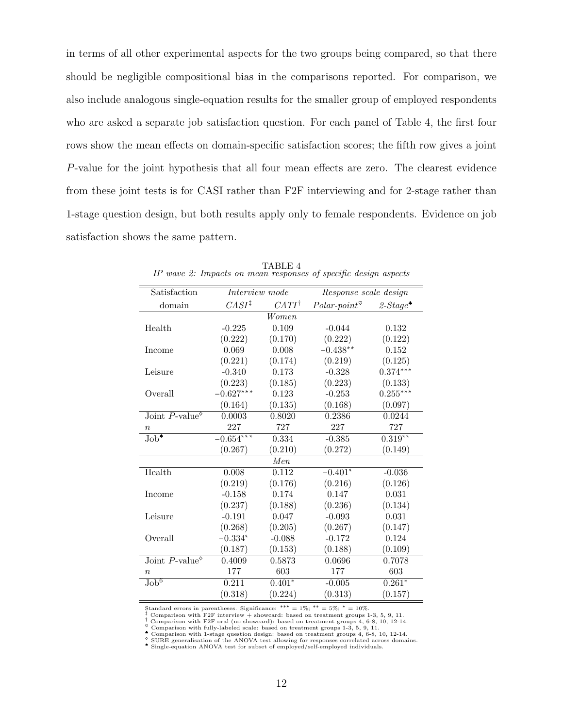in terms of all other experimental aspects for the two groups being compared, so that there should be negligible compositional bias in the comparisons reported. For comparison, we also include analogous single-equation results for the smaller group of employed respondents who are asked a separate job satisfaction question. For each panel of Table 4, the first four rows show the mean effects on domain-specific satisfaction scores; the fifth row gives a joint $P$-value for the joint hypothesis that all four mean effects are zero. The clearest evidence from these joint tests is for CASI rather than F2F interviewing and for 2-stage rather than 1-stage question design, but both results apply only to female respondents. Evidence on job satisfaction shows the same pattern.

TABLE 4
*IP wave 2: Impacts on mean responses of specific design aspects*

| Satisfaction domain | *Interview mode* *CASI*[‡] | *CATI*[†] | *Response scale design* *Polar-point*[♡] | *2-Stage*[♣] |
|---|---|---|---|---|
| | | *Women* | | |
| Health | -0.225 | 0.109 | -0.044 | 0.132 |
| | (0.222) | (0.170) | (0.222) | (0.122) |
| Income | 0.069 | 0.008 | $-0.438^{**}$ | 0.152 |
| | (0.221) | (0.174) | (0.219) | (0.125) |
| Leisure | -0.340 | 0.173 | -0.328 | $0.374^{***}$ |
| | (0.223) | (0.185) | (0.223) | (0.133) |
| Overall | $-0.627^{***}$ | 0.123 | -0.253 | $0.255^{***}$ |
| | (0.164) | (0.135) | (0.168) | (0.097) |
| Joint $P$-value[◇] | 0.0003 | 0.8020 | 0.2386 | 0.0244 |
| $n$ | 227 | 727 | 227 | 727 |
| Job[♠] | $-0.654^{***}$ | 0.334 | -0.385 | $0.319^{**}$ |
| | (0.267) | (0.210) | (0.272) | (0.149) |
| | | *Men* | | |
| Health | 0.008 | 0.112 | $-0.401^{*}$ | -0.036 |
| | (0.219) | (0.176) | (0.216) | (0.126) |
| Income | -0.158 | 0.174 | 0.147 | 0.031 |
| | (0.237) | (0.188) | (0.236) | (0.134) |
| Leisure | -0.191 | 0.047 | -0.093 | 0.031 |
| | (0.268) | (0.205) | (0.267) | (0.147) |
| Overall | $-0.334^{*}$ | -0.088 | -0.172 | 0.124 |
| | (0.187) | (0.153) | (0.188) | (0.109) |
| Joint $P$-value[◇] | 0.4009 | 0.5873 | 0.0696 | 0.7078 |
| $n$ | 177 | 603 | 177 | 603 |
| Job[6] | 0.211 | $0.401^{*}$ | -0.005 | $0.261^{*}$ |
| | (0.318) | (0.224) | (0.313) | (0.157) |

Standard errors in parentheses. Significance: $^{***}$ = 1%; $^{**}$ = 5%; $^{*}$ = 10%.
[‡] Comparison with F2F interview + showcard: based on treatment groups 1-3, 5, 9, 11.
[†] Comparison with F2F oral (no showcard): based on treatment groups 4, 6-8, 10, 12-14.
[♡] Comparison with fully-labeled scale: based on treatment groups 1-3, 5, 9, 11.
[♣] Comparison with 1-stage question design: based on treatment groups 4, 6-8, 10, 12-14.
[◇] SURE generalisation of the ANOVA test allowing for responses correlated across domains.
[♠] Single-equation ANOVA test for subset of employed/self-employed individuals.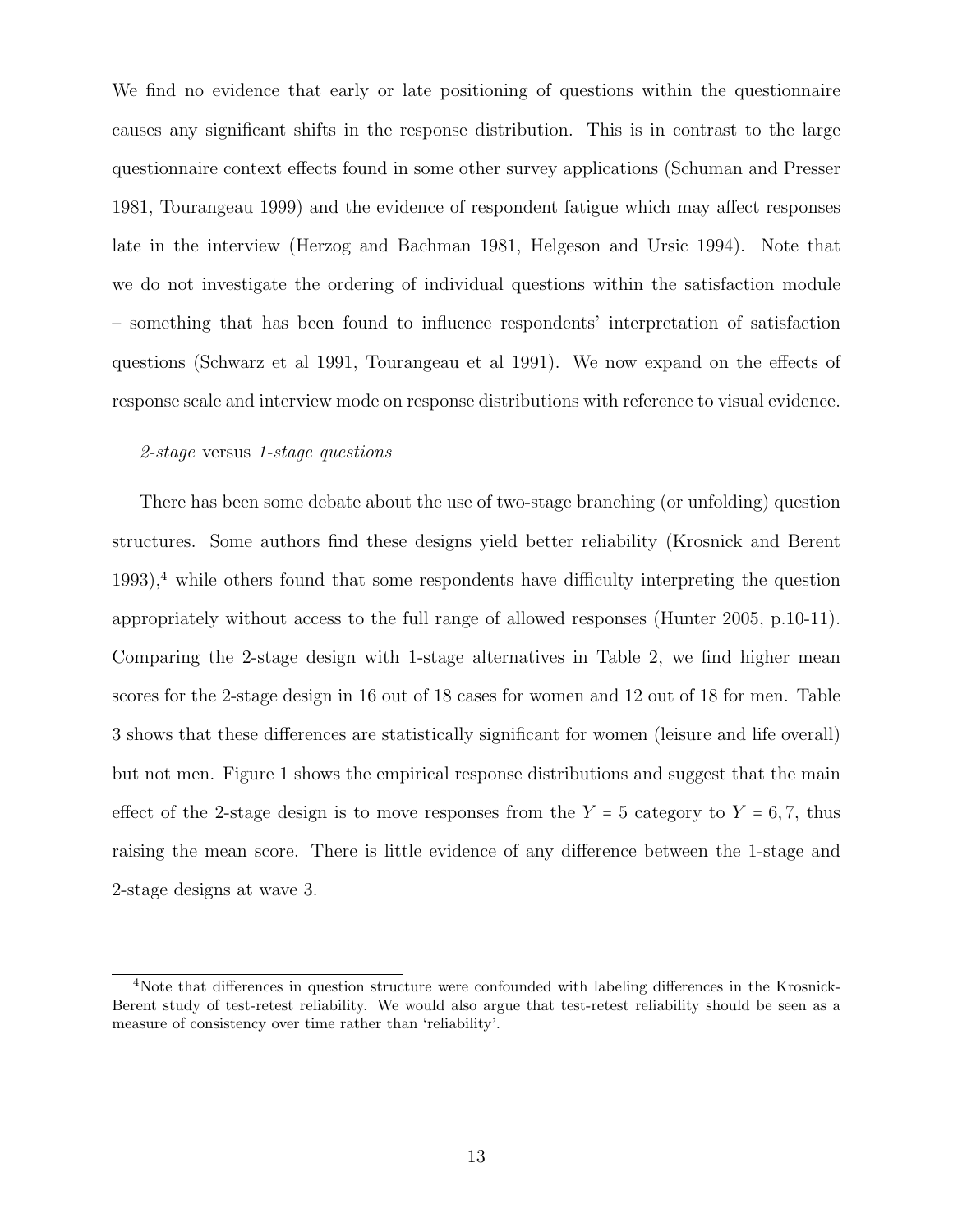We find no evidence that early or late positioning of questions within the questionnaire causes any significant shifts in the response distribution. This is in contrast to the large questionnaire context effects found in some other survey applications (Schuman and Presser 1981, Tourangeau 1999) and the evidence of respondent fatigue which may affect responses late in the interview (Herzog and Bachman 1981, Helgeson and Ursic 1994). Note that we do not investigate the ordering of individual questions within the satisfaction module – something that has been found to influence respondents' interpretation of satisfaction questions (Schwarz et al 1991, Tourangeau et al 1991). We now expand on the effects of response scale and interview mode on response distributions with reference to visual evidence.

*2-stage* versus *1-stage questions*

There has been some debate about the use of two-stage branching (or unfolding) question structures. Some authors find these designs yield better reliability (Krosnick and Berent 1993),[4] while others found that some respondents have difficulty interpreting the question appropriately without access to the full range of allowed responses (Hunter 2005, p.10-11). Comparing the 2-stage design with 1-stage alternatives in Table 2, we find higher mean scores for the 2-stage design in 16 out of 18 cases for women and 12 out of 18 for men. Table 3 shows that these differences are statistically significant for women (leisure and life overall) but not men. Figure 1 shows the empirical response distributions and suggest that the main effect of the 2-stage design is to move responses from the $Y = 5$ category to $Y = 6, 7$, thus raising the mean score. There is little evidence of any difference between the 1-stage and 2-stage designs at wave 3.

[4]Note that differences in question structure were confounded with labeling differences in the Krosnick-Berent study of test-retest reliability. We would also argue that test-retest reliability should be seen as a measure of consistency over time rather than 'reliability'.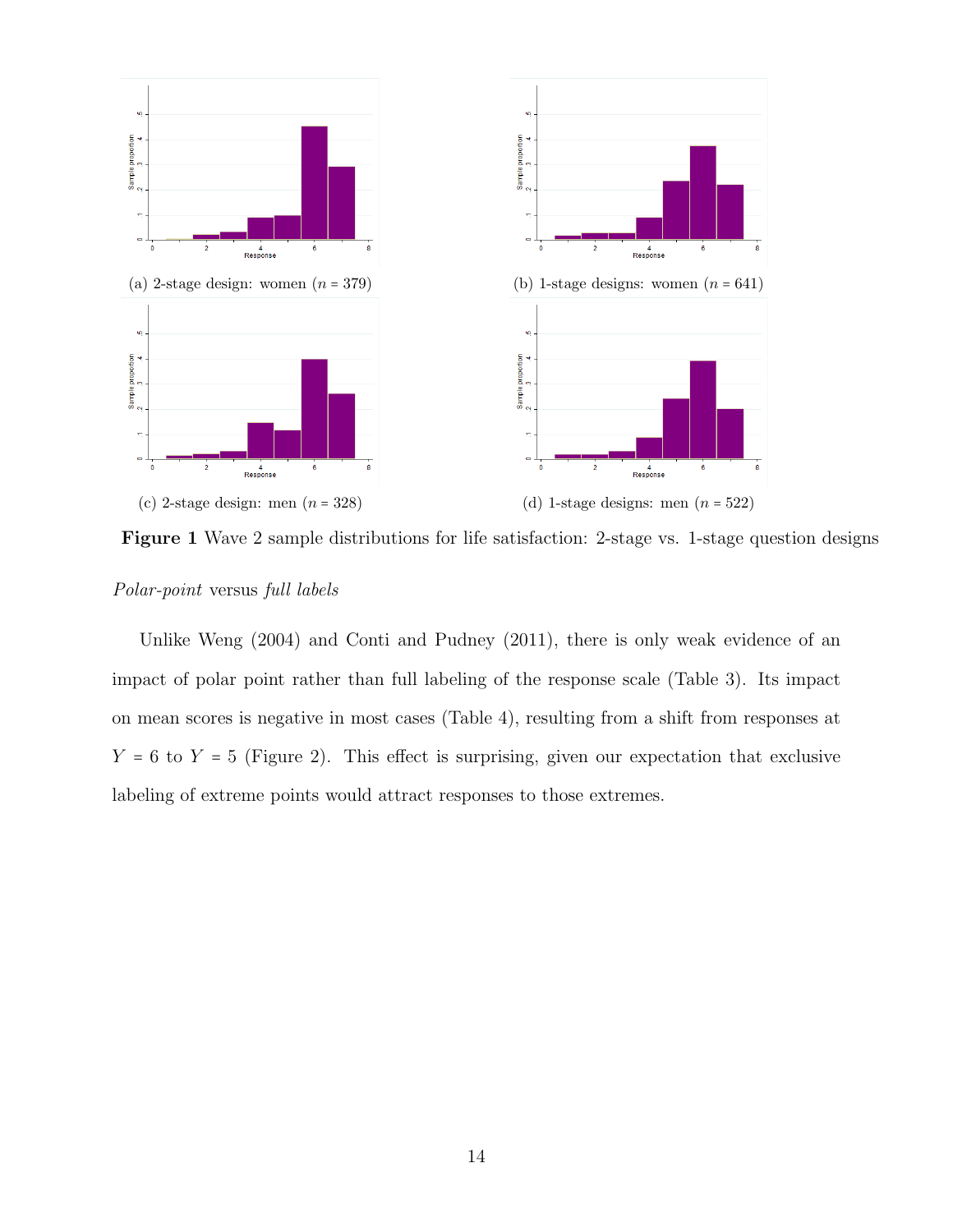(a) 2-stage design: women ($n$ = 379)

(b) 1-stage designs: women ($n$ = 641)

(c) 2-stage design: men ($n$ = 328)

(d) 1-stage designs: men ($n$ = 522)

**Figure 1** Wave 2 sample distributions for life satisfaction: 2-stage vs. 1-stage question designs

*Polar-point* versus *full labels*

Unlike Weng (2004) and Conti and Pudney (2011), there is only weak evidence of an impact of polar point rather than full labeling of the response scale (Table 3). Its impact on mean scores is negative in most cases (Table 4), resulting from a shift from responses at $Y = 6$ to $Y = 5$ (Figure 2). This effect is surprising, given our expectation that exclusive labeling of extreme points would attract responses to those extremes.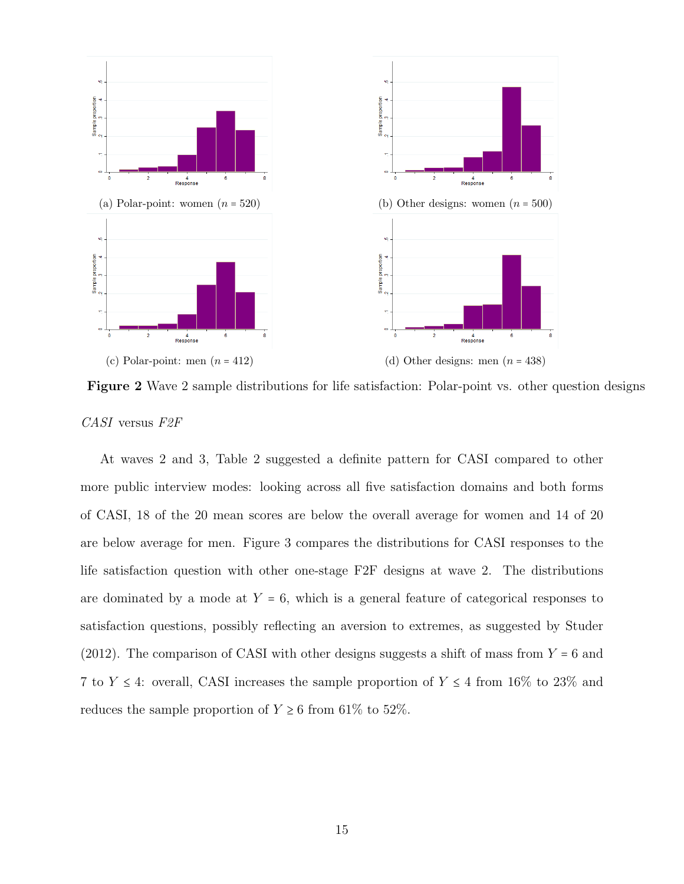(a) Polar-point: women ($n$ = 520)

(b) Other designs: women ($n$ = 500)

(c) Polar-point: men ($n$ = 412)

(d) Other designs: men ($n$ = 438)

**Figure 2** Wave 2 sample distributions for life satisfaction: Polar-point vs. other question designs

*CASI* versus *F2F*

At waves 2 and 3, Table 2 suggested a definite pattern for CASI compared to other more public interview modes: looking across all five satisfaction domains and both forms of CASI, 18 of the 20 mean scores are below the overall average for women and 14 of 20 are below average for men. Figure 3 compares the distributions for CASI responses to the life satisfaction question with other one-stage F2F designs at wave 2. The distributions are dominated by a mode at $Y = 6$, which is a general feature of categorical responses to satisfaction questions, possibly reflecting an aversion to extremes, as suggested by Studer (2012). The comparison of CASI with other designs suggests a shift of mass from $Y = 6$ and 7 to $Y \leq 4$: overall, CASI increases the sample proportion of $Y \leq 4$ from 16% to 23% and reduces the sample proportion of $Y \geq 6$ from 61% to 52%.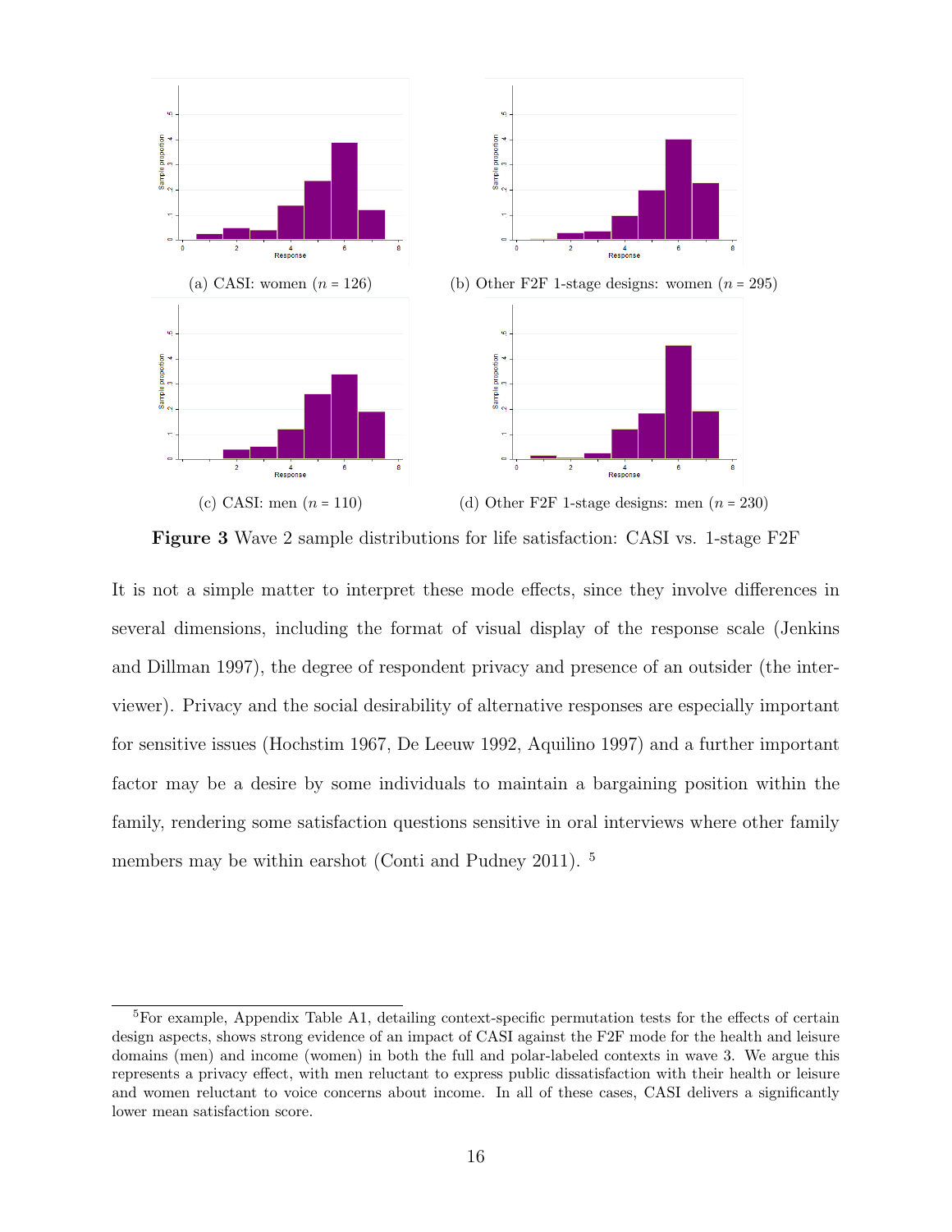(a) CASI: women ($n$ = 126)

(b) Other F2F 1-stage designs: women ($n$ = 295)

(c) CASI: men ($n$ = 110)

(d) Other F2F 1-stage designs: men ($n$ = 230)

**Figure 3** Wave 2 sample distributions for life satisfaction: CASI vs. 1-stage F2F

It is not a simple matter to interpret these mode effects, since they involve differences in several dimensions, including the format of visual display of the response scale (Jenkins and Dillman 1997), the degree of respondent privacy and presence of an outsider (the interviewer). Privacy and the social desirability of alternative responses are especially important for sensitive issues (Hochstim 1967, De Leeuw 1992, Aquilino 1997) and a further important factor may be a desire by some individuals to maintain a bargaining position within the family, rendering some satisfaction questions sensitive in oral interviews where other family members may be within earshot (Conti and Pudney 2011). [5]

---

[5]For example, Appendix Table A1, detailing context-specific permutation tests for the effects of certain design aspects, shows strong evidence of an impact of CASI against the F2F mode for the health and leisure domains (men) and income (women) in both the full and polar-labeled contexts in wave 3. We argue this represents a privacy effect, with men reluctant to express public dissatisfaction with their health or leisure and women reluctant to voice concerns about income. In all of these cases, CASI delivers a significantly lower mean satisfaction score.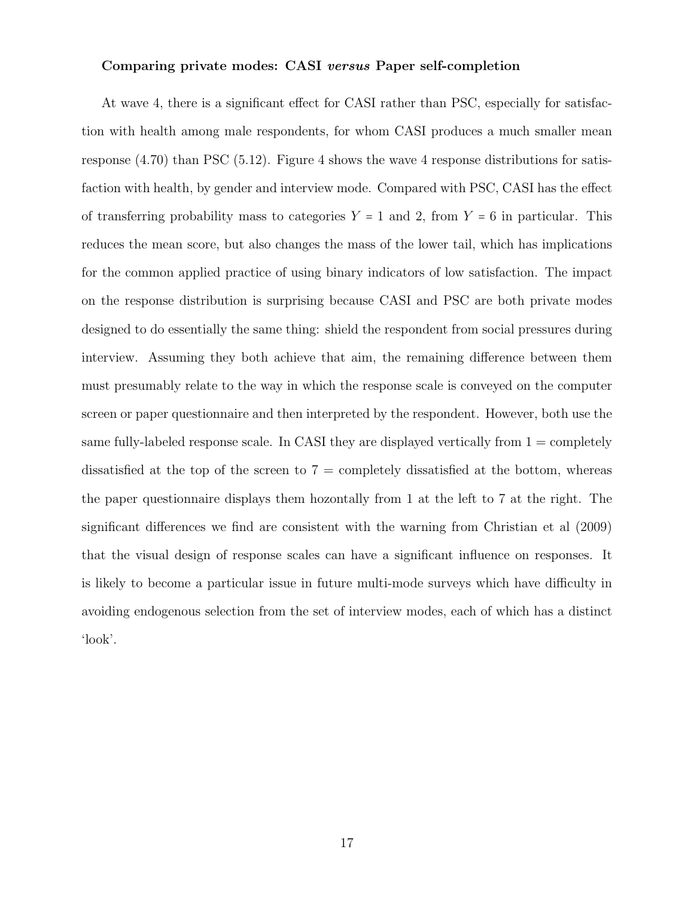**Comparing private modes: CASI *versus* Paper self-completion**

At wave 4, there is a significant effect for CASI rather than PSC, especially for satisfaction with health among male respondents, for whom CASI produces a much smaller mean response (4.70) than PSC (5.12). Figure 4 shows the wave 4 response distributions for satisfaction with health, by gender and interview mode. Compared with PSC, CASI has the effect of transferring probability mass to categories $Y = 1$ and 2, from $Y = 6$ in particular. This reduces the mean score, but also changes the mass of the lower tail, which has implications for the common applied practice of using binary indicators of low satisfaction. The impact on the response distribution is surprising because CASI and PSC are both private modes designed to do essentially the same thing: shield the respondent from social pressures during interview. Assuming they both achieve that aim, the remaining difference between them must presumably relate to the way in which the response scale is conveyed on the computer screen or paper questionnaire and then interpreted by the respondent. However, both use the same fully-labeled response scale. In CASI they are displayed vertically from 1 = completely dissatisfied at the top of the screen to 7 = completely dissatisfied at the bottom, whereas the paper questionnaire displays them hozontally from 1 at the left to 7 at the right. The significant differences we find are consistent with the warning from Christian et al (2009) that the visual design of response scales can have a significant influence on responses. It is likely to become a particular issue in future multi-mode surveys which have difficulty in avoiding endogenous selection from the set of interview modes, each of which has a distinct 'look'.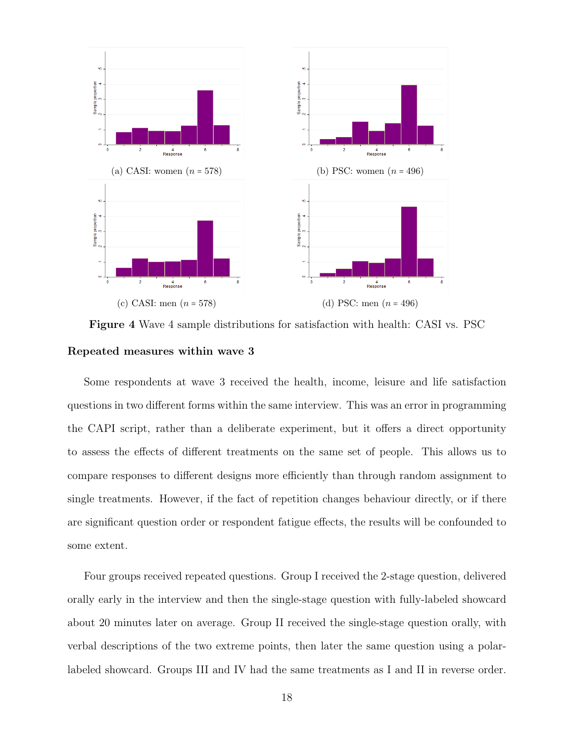(a) CASI: women ($n$ = 578)

(b) PSC: women ($n$ = 496)

(c) CASI: men ($n$ = 578)

(d) PSC: men ($n$ = 496)

**Figure 4** Wave 4 sample distributions for satisfaction with health: CASI vs. PSC

### Repeated measures within wave 3

Some respondents at wave 3 received the health, income, leisure and life satisfaction questions in two different forms within the same interview. This was an error in programming the CAPI script, rather than a deliberate experiment, but it offers a direct opportunity to assess the effects of different treatments on the same set of people. This allows us to compare responses to different designs more efficiently than through random assignment to single treatments. However, if the fact of repetition changes behaviour directly, or if there are significant question order or respondent fatigue effects, the results will be confounded to some extent.

Four groups received repeated questions. Group I received the 2-stage question, delivered orally early in the interview and then the single-stage question with fully-labeled showcard about 20 minutes later on average. Group II received the single-stage question orally, with verbal descriptions of the two extreme points, then later the same question using a polar-labeled showcard. Groups III and IV had the same treatments as I and II in reverse order.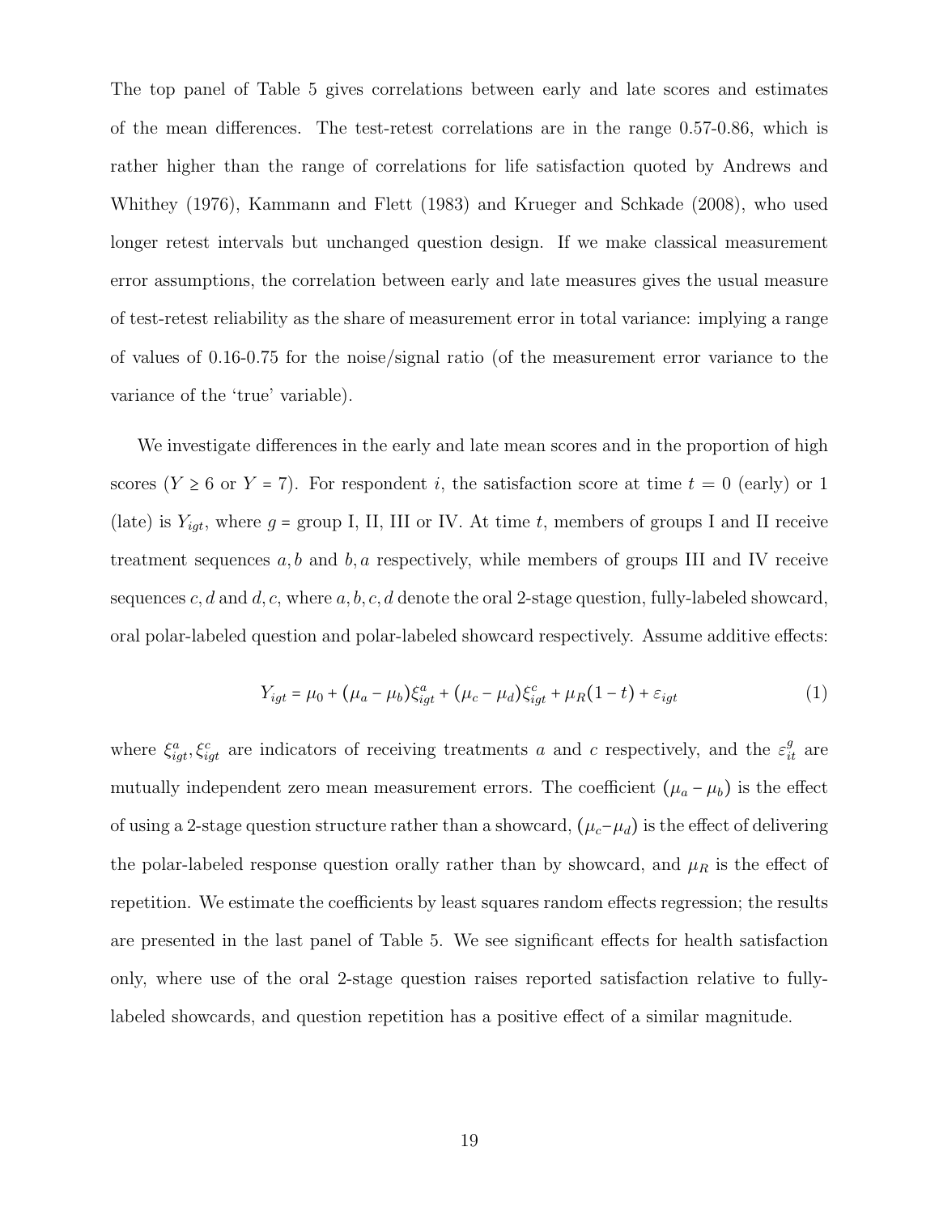The top panel of Table 5 gives correlations between early and late scores and estimates of the mean differences. The test-retest correlations are in the range 0.57-0.86, which is rather higher than the range of correlations for life satisfaction quoted by Andrews and Whithey (1976), Kammann and Flett (1983) and Krueger and Schkade (2008), who used longer retest intervals but unchanged question design. If we make classical measurement error assumptions, the correlation between early and late measures gives the usual measure of test-retest reliability as the share of measurement error in total variance: implying a range of values of 0.16-0.75 for the noise/signal ratio (of the measurement error variance to the variance of the 'true' variable).

We investigate differences in the early and late mean scores and in the proportion of high scores ($Y \geq 6$ or $Y = 7$). For respondent $i$, the satisfaction score at time $t = 0$ (early) or 1 (late) is $Y_{igt}$, where $g$ = group I, II, III or IV. At time $t$, members of groups I and II receive treatment sequences $a, b$ and $b, a$ respectively, while members of groups III and IV receive sequences $c, d$ and $d, c$, where $a, b, c, d$ denote the oral 2-stage question, fully-labeled showcard, oral polar-labeled question and polar-labeled showcard respectively. Assume additive effects:

$$Y_{igt} = \mu_0 + (\mu_a - \mu_b)\xi^a_{igt} + (\mu_c - \mu_d)\xi^c_{igt} + \mu_R(1-t) + \varepsilon_{igt} \tag{1}$$

where $\xi^a_{igt}, \xi^c_{igt}$ are indicators of receiving treatments $a$ and $c$ respectively, and the $\varepsilon^g_{it}$ are mutually independent zero mean measurement errors. The coefficient $(\mu_a - \mu_b)$ is the effect of using a 2-stage question structure rather than a showcard, $(\mu_c - \mu_d)$ is the effect of delivering the polar-labeled response question orally rather than by showcard, and $\mu_R$ is the effect of repetition. We estimate the coefficients by least squares random effects regression; the results are presented in the last panel of Table 5. We see significant effects for health satisfaction only, where use of the oral 2-stage question raises reported satisfaction relative to fully-labeled showcards, and question repetition has a positive effect of a similar magnitude.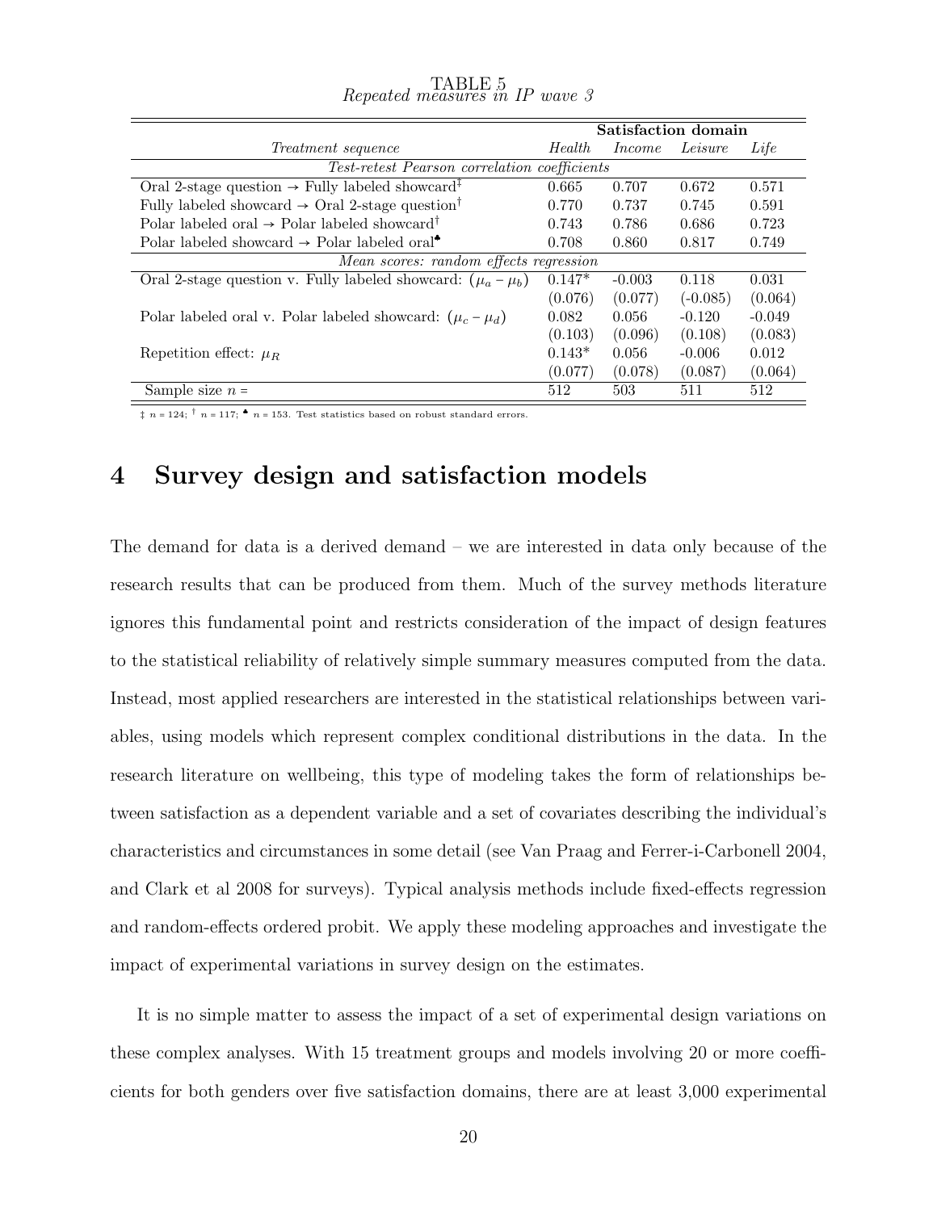TABLE 5
*Repeated measures in IP wave 3*

| *Treatment sequence* | **Satisfaction domain** *Health* | *Income* | *Leisure* | *Life* |
|---|---|---|---|---|
| *Test-retest Pearson correlation coefficients* | | | | |
| Oral 2-stage question → Fully labeled showcard[‡] | 0.665 | 0.707 | 0.672 | 0.571 |
| Fully labeled showcard → Oral 2-stage question[†] | 0.770 | 0.737 | 0.745 | 0.591 |
| Polar labeled oral → Polar labeled showcard[†] | 0.743 | 0.786 | 0.686 | 0.723 |
| Polar labeled showcard → Polar labeled oral[♣] | 0.708 | 0.860 | 0.817 | 0.749 |
| *Mean scores: random effects regression* | | | | |
| Oral 2-stage question v. Fully labeled showcard: $(\mu_a - \mu_b)$ | 0.147* | -0.003 | 0.118 | 0.031 |
| | (0.076) | (0.077) | (-0.085) | (0.064) |
| Polar labeled oral v. Polar labeled showcard: $(\mu_c - \mu_d)$ | 0.082 | 0.056 | -0.120 | -0.049 |
| | (0.103) | (0.096) | (0.108) | (0.083) |
| Repetition effect: $\mu_R$ | 0.143* | 0.056 | -0.006 | 0.012 |
| | (0.077) | (0.078) | (0.087) | (0.064) |
| Sample size $n$ = | 512 | 503 | 511 | 512 |

‡ $n = 124$; † $n = 117$; ♣ $n = 153$. Test statistics based on robust standard errors.

# 4 Survey design and satisfaction models

The demand for data is a derived demand – we are interested in data only because of the research results that can be produced from them. Much of the survey methods literature ignores this fundamental point and restricts consideration of the impact of design features to the statistical reliability of relatively simple summary measures computed from the data. Instead, most applied researchers are interested in the statistical relationships between variables, using models which represent complex conditional distributions in the data. In the research literature on wellbeing, this type of modeling takes the form of relationships between satisfaction as a dependent variable and a set of covariates describing the individual's characteristics and circumstances in some detail (see Van Praag and Ferrer-i-Carbonell 2004, and Clark et al 2008 for surveys). Typical analysis methods include fixed-effects regression and random-effects ordered probit. We apply these modeling approaches and investigate the impact of experimental variations in survey design on the estimates.

It is no simple matter to assess the impact of a set of experimental design variations on these complex analyses. With 15 treatment groups and models involving 20 or more coefficients for both genders over five satisfaction domains, there are at least 3,000 experimental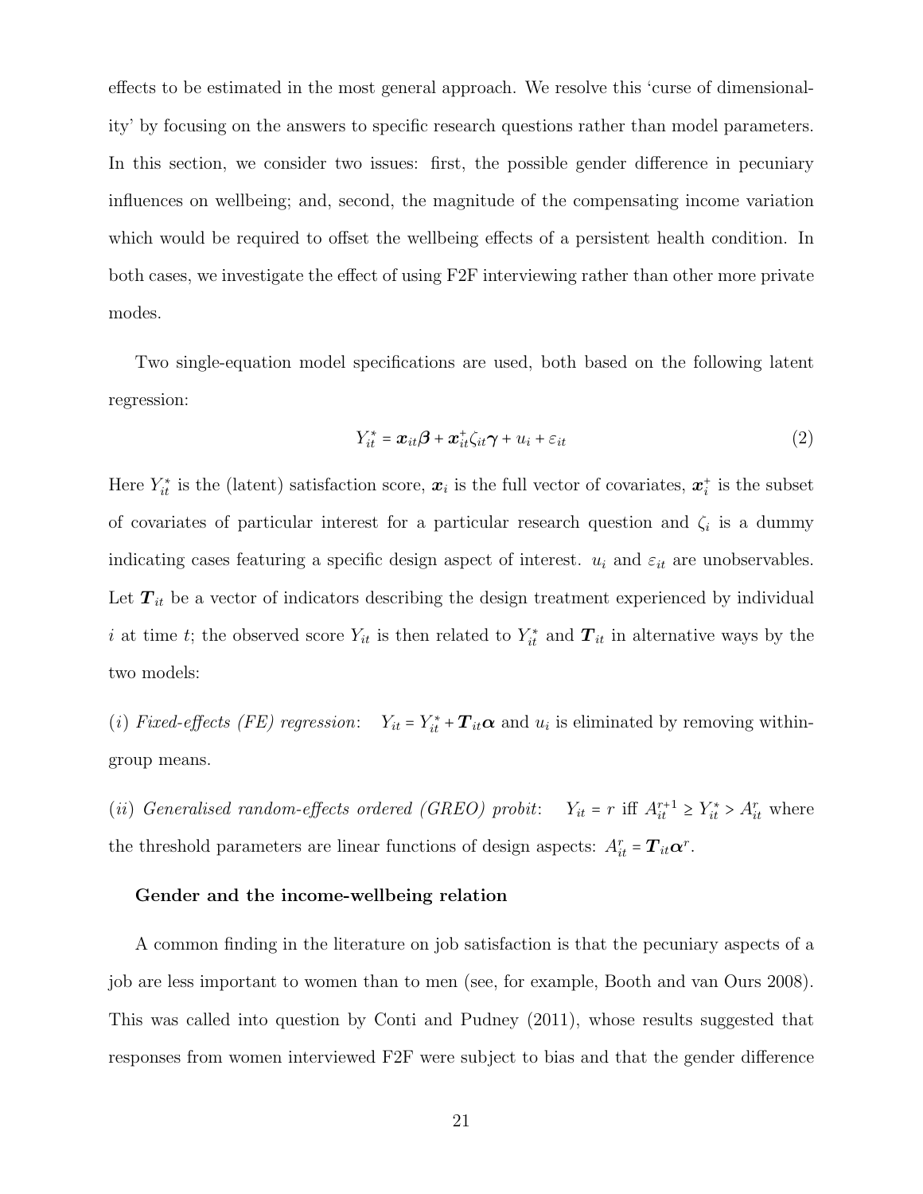effects to be estimated in the most general approach. We resolve this 'curse of dimensionality' by focusing on the answers to specific research questions rather than model parameters. In this section, we consider two issues: first, the possible gender difference in pecuniary influences on wellbeing; and, second, the magnitude of the compensating income variation which would be required to offset the wellbeing effects of a persistent health condition. In both cases, we investigate the effect of using F2F interviewing rather than other more private modes.

Two single-equation model specifications are used, both based on the following latent regression:

$$Y_{it}^{*} = \boldsymbol{x}_{it}\boldsymbol{\beta} + \boldsymbol{x}_{it}^{+}\zeta_{it}\boldsymbol{\gamma} + u_i + \varepsilon_{it} \tag{2}$$

Here $Y_{it}^{*}$ is the (latent) satisfaction score, $\boldsymbol{x}_i$ is the full vector of covariates, $\boldsymbol{x}_i^{+}$ is the subset of covariates of particular interest for a particular research question and $\zeta_i$ is a dummy indicating cases featuring a specific design aspect of interest. $u_i$ and $\varepsilon_{it}$ are unobservables. Let $\boldsymbol{T}_{it}$ be a vector of indicators describing the design treatment experienced by individual $i$ at time $t$; the observed score $Y_{it}$ is then related to $Y_{it}^{*}$ and $\boldsymbol{T}_{it}$ in alternative ways by the two models:

($i$) *Fixed-effects (FE) regression*: $Y_{it} = Y_{it}^{*} + \boldsymbol{T}_{it}\boldsymbol{\alpha}$ and $u_i$ is eliminated by removing within-group means.

($ii$) *Generalised random-effects ordered (GREO) probit*: $Y_{it} = r$ iff $A_{it}^{r+1} \geq Y_{it}^{*} > A_{it}^{r}$ where the threshold parameters are linear functions of design aspects: $A_{it}^{r} = \boldsymbol{T}_{it}\boldsymbol{\alpha}^{r}$.

### Gender and the income-wellbeing relation

A common finding in the literature on job satisfaction is that the pecuniary aspects of a job are less important to women than to men (see, for example, Booth and van Ours 2008). This was called into question by Conti and Pudney (2011), whose results suggested that responses from women interviewed F2F were subject to bias and that the gender difference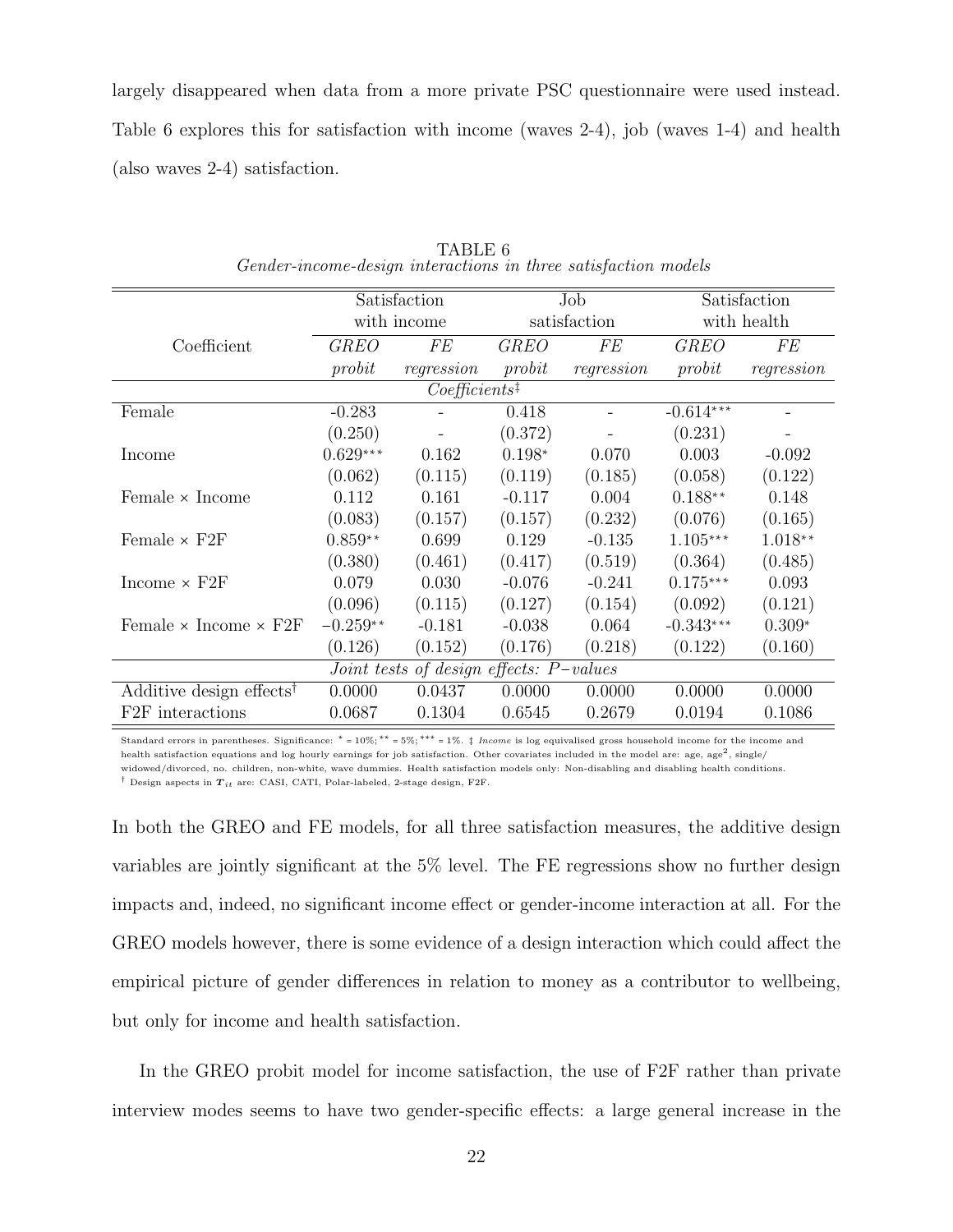largely disappeared when data from a more private PSC questionnaire were used instead. Table 6 explores this for satisfaction with income (waves 2-4), job (waves 1-4) and health (also waves 2-4) satisfaction.

TABLE 6
*Gender-income-design interactions in three satisfaction models*

| Coefficient | Satisfaction with income | | Job satisfaction | | Satisfaction with health | |
|---|---|---|---|---|---|---|
| | *GREO probit* | *FE regression* | *GREO probit* | *FE regression* | *GREO probit* | *FE regression* |
| | | | *Coefficients*‡ | | | |
| Female | -0.283 | - | 0.418 | - | $-0.614^{***}$ | - |
| | (0.250) | - | (0.372) | - | (0.231) | - |
| Income | $0.629^{***}$ | 0.162 | $0.198^{*}$ | 0.070 | 0.003 | -0.092 |
| | (0.062) | (0.115) | (0.119) | (0.185) | (0.058) | (0.122) |
| Female × Income | 0.112 | 0.161 | -0.117 | 0.004 | $0.188^{**}$ | 0.148 |
| | (0.083) | (0.157) | (0.157) | (0.232) | (0.076) | (0.165) |
| Female × F2F | $0.859^{**}$ | 0.699 | 0.129 | -0.135 | $1.105^{***}$ | $1.018^{**}$ |
| | (0.380) | (0.461) | (0.417) | (0.519) | (0.364) | (0.485) |
| Income × F2F | 0.079 | 0.030 | -0.076 | -0.241 | $0.175^{***}$ | 0.093 |
| | (0.096) | (0.115) | (0.127) | (0.154) | (0.092) | (0.121) |
| Female × Income × F2F | $-0.259^{**}$ | -0.181 | -0.038 | 0.064 | $-0.343^{***}$ | $0.309^{*}$ |
| | (0.126) | (0.152) | (0.176) | (0.218) | (0.122) | (0.160) |
| | | | *Joint tests of design effects: P−values* | | | |
| Additive design effects† | 0.0000 | 0.0437 | 0.0000 | 0.0000 | 0.0000 | 0.0000 |
| F2F interactions | 0.0687 | 0.1304 | 0.6545 | 0.2679 | 0.0194 | 0.1086 |

Standard errors in parentheses. Significance: * = 10%; ** = 5%; *** = 1%. ‡ *Income* is log equivalised gross household income for the income and health satisfaction equations and log hourly earnings for job satisfaction. Other covariates included in the model are: age, age$^2$, single/widowed/divorced, no. children, non-white, wave dummies. Health satisfaction models only: Non-disabling and disabling health conditions.
† Design aspects in $\boldsymbol{T}_{it}$ are: CASI, CATI, Polar-labeled, 2-stage design, F2F.

In both the GREO and FE models, for all three satisfaction measures, the additive design variables are jointly significant at the 5% level. The FE regressions show no further design impacts and, indeed, no significant income effect or gender-income interaction at all. For the GREO models however, there is some evidence of a design interaction which could affect the empirical picture of gender differences in relation to money as a contributor to wellbeing, but only for income and health satisfaction.

In the GREO probit model for income satisfaction, the use of F2F rather than private interview modes seems to have two gender-specific effects: a large general increase in the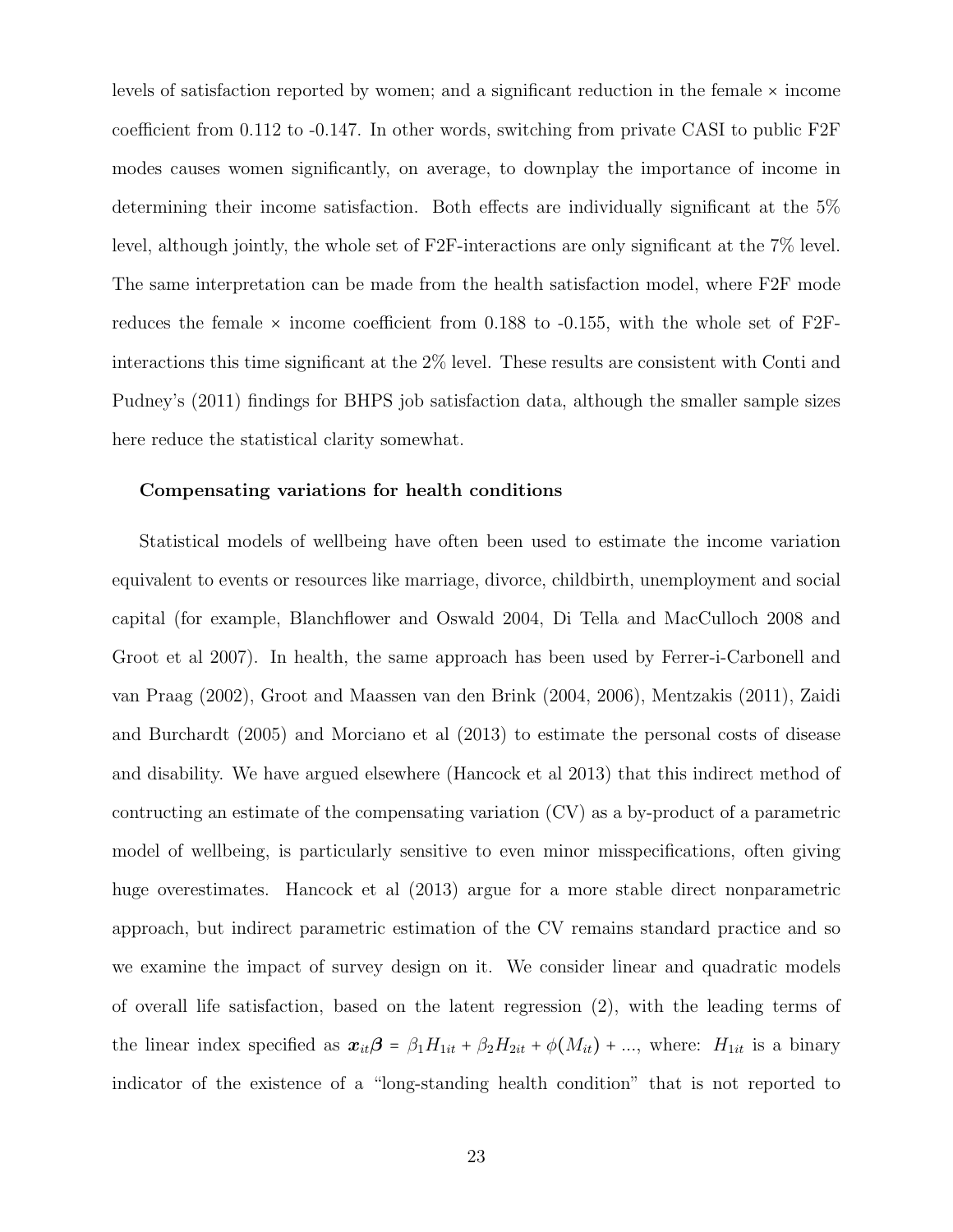levels of satisfaction reported by women; and a significant reduction in the female × income coefficient from 0.112 to -0.147. In other words, switching from private CASI to public F2F modes causes women significantly, on average, to downplay the importance of income in determining their income satisfaction. Both effects are individually significant at the 5% level, although jointly, the whole set of F2F-interactions are only significant at the 7% level. The same interpretation can be made from the health satisfaction model, where F2F mode reduces the female × income coefficient from 0.188 to -0.155, with the whole set of F2F-interactions this time significant at the 2% level. These results are consistent with Conti and Pudney's (2011) findings for BHPS job satisfaction data, although the smaller sample sizes here reduce the statistical clarity somewhat.

**Compensating variations for health conditions**

Statistical models of wellbeing have often been used to estimate the income variation equivalent to events or resources like marriage, divorce, childbirth, unemployment and social capital (for example, Blanchflower and Oswald 2004, Di Tella and MacCulloch 2008 and Groot et al 2007). In health, the same approach has been used by Ferrer-i-Carbonell and van Praag (2002), Groot and Maassen van den Brink (2004, 2006), Mentzakis (2011), Zaidi and Burchardt (2005) and Morciano et al (2013) to estimate the personal costs of disease and disability. We have argued elsewhere (Hancock et al 2013) that this indirect method of contructing an estimate of the compensating variation (CV) as a by-product of a parametric model of wellbeing, is particularly sensitive to even minor misspecifications, often giving huge overestimates. Hancock et al (2013) argue for a more stable direct nonparametric approach, but indirect parametric estimation of the CV remains standard practice and so we examine the impact of survey design on it. We consider linear and quadratic models of overall life satisfaction, based on the latent regression (2), with the leading terms of the linear index specified as $\boldsymbol{x}_{it}\boldsymbol{\beta} = \beta_1 H_{1it} + \beta_2 H_{2it} + \phi(M_{it}) + ...$, where: $H_{1it}$ is a binary indicator of the existence of a "long-standing health condition" that is not reported to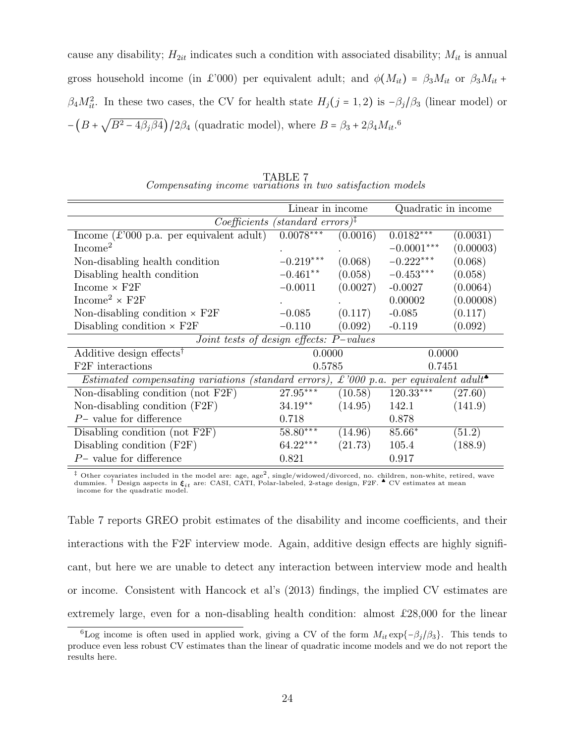cause any disability; $H_{2it}$ indicates such a condition with associated disability; $M_{it}$ is annual gross household income (in £'000) per equivalent adult; and $\phi(M_{it}) = \beta_3 M_{it}$ or $\beta_3 M_{it} + \beta_4 M_{it}^2$. In these two cases, the CV for health state $H_j (j = 1, 2)$ is $-\beta_j/\beta_3$ (linear model) or $-\left(B + \sqrt{B^2 - 4\beta_j \beta 4}\right)/2\beta_4$ (quadratic model), where $B = \beta_3 + 2\beta_4 M_{it}$.[6]

TABLE 7
*Compensating income variations in two satisfaction models*

| | Linear in income | | Quadratic in income | |
|---|---|---|---|---|
| *Coefficients (standard errors)*[‡] | | | | |
| Income (£'000 p.a. per equivalent adult) | $0.0078^{***}$ | (0.0016) | $0.0182^{***}$ | (0.0031) |
| Income$^2$ | . | . | $-0.0001^{***}$ | (0.00003) |
| Non-disabling health condition | $-0.219^{***}$ | (0.068) | $-0.222^{***}$ | (0.068) |
| Disabling health condition | $-0.461^{**}$ | (0.058) | $-0.453^{***}$ | (0.058) |
| Income × F2F | $-0.0011$ | (0.0027) | -0.0027 | (0.0064) |
| Income$^2$ × F2F | . | . | 0.00002 | (0.00008) |
| Non-disabling condition × F2F | $-0.085$ | (0.117) | -0.085 | (0.117) |
| Disabling condition × F2F | $-0.110$ | (0.092) | -0.119 | (0.092) |
| *Joint tests of design effects: P−values* | | | | |
| Additive design effects[†] | 0.0000 | | 0.0000 | |
| F2F interactions | 0.5785 | | 0.7451 | |
| *Estimated compensating variations (standard errors), £'000 p.a. per equivalent adult*[♣] | | | | |
| Non-disabling condition (not F2F) | $27.95^{***}$ | (10.58) | $120.33^{***}$ | (27.60) |
| Non-disabling condition (F2F) | $34.19^{**}$ | (14.95) | 142.1 | (141.9) |
| $P-$ value for difference | 0.718 | | 0.878 | |
| Disabling condition (not F2F) | $58.80^{***}$ | (14.96) | $85.66^{*}$ | (51.2) |
| Disabling condition (F2F) | $64.22^{***}$ | (21.73) | 105.4 | (188.9) |
| $P-$ value for difference | 0.821 | | 0.917 | |

[‡] Other covariates included in the model are: age, age$^2$, single/widowed/divorced, no. children, non-white, retired, wave dummies. [†] Design aspects in $\boldsymbol{\xi}_{it}$ are: CASI, CATI, Polar-labeled, 2-stage design, F2F. [♣] CV estimates at mean income for the quadratic model.

Table 7 reports GREO probit estimates of the disability and income coefficients, and their interactions with the F2F interview mode. Again, additive design effects are highly significant, but here we are unable to detect any interaction between interview mode and health or income. Consistent with Hancock et al's (2013) findings, the implied CV estimates are extremely large, even for a non-disabling health condition: almost £28,000 for the linear

[6] Log income is often used in applied work, giving a CV of the form $M_{it} \exp\{-\beta_j/\beta_3\}$. This tends to produce even less robust CV estimates than the linear of quadratic income models and we do not report the results here.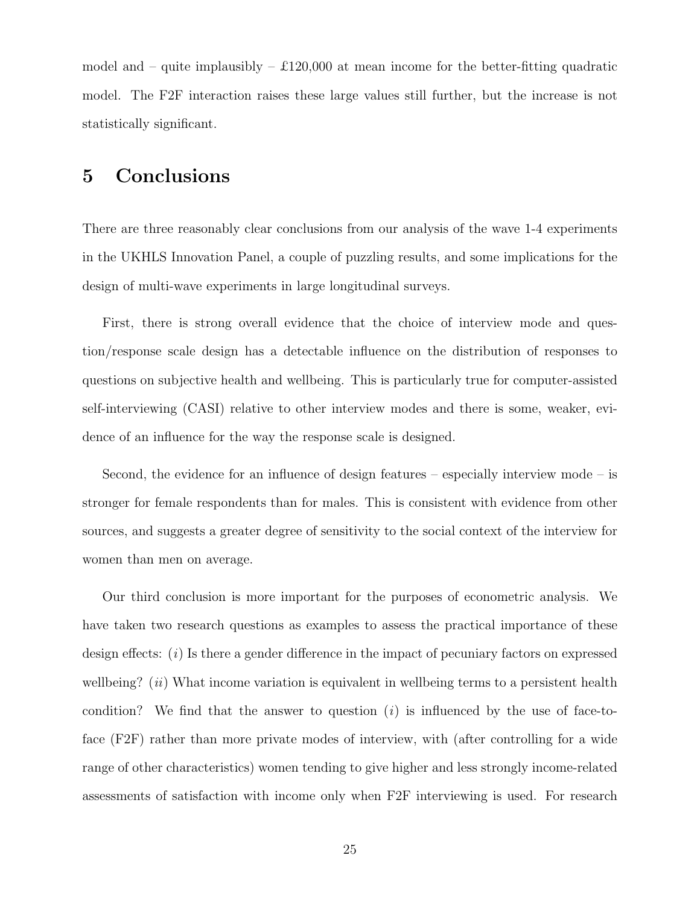model and – quite implausibly – £120,000 at mean income for the better-fitting quadratic model. The F2F interaction raises these large values still further, but the increase is not statistically significant.

# 5 Conclusions

There are three reasonably clear conclusions from our analysis of the wave 1-4 experiments in the UKHLS Innovation Panel, a couple of puzzling results, and some implications for the design of multi-wave experiments in large longitudinal surveys.

First, there is strong overall evidence that the choice of interview mode and question/response scale design has a detectable influence on the distribution of responses to questions on subjective health and wellbeing. This is particularly true for computer-assisted self-interviewing (CASI) relative to other interview modes and there is some, weaker, evidence of an influence for the way the response scale is designed.

Second, the evidence for an influence of design features – especially interview mode – is stronger for female respondents than for males. This is consistent with evidence from other sources, and suggests a greater degree of sensitivity to the social context of the interview for women than men on average.

Our third conclusion is more important for the purposes of econometric analysis. We have taken two research questions as examples to assess the practical importance of these design effects: (*i*) Is there a gender difference in the impact of pecuniary factors on expressed wellbeing? (*ii*) What income variation is equivalent in wellbeing terms to a persistent health condition? We find that the answer to question (*i*) is influenced by the use of face-to-face (F2F) rather than more private modes of interview, with (after controlling for a wide range of other characteristics) women tending to give higher and less strongly income-related assessments of satisfaction with income only when F2F interviewing is used. For research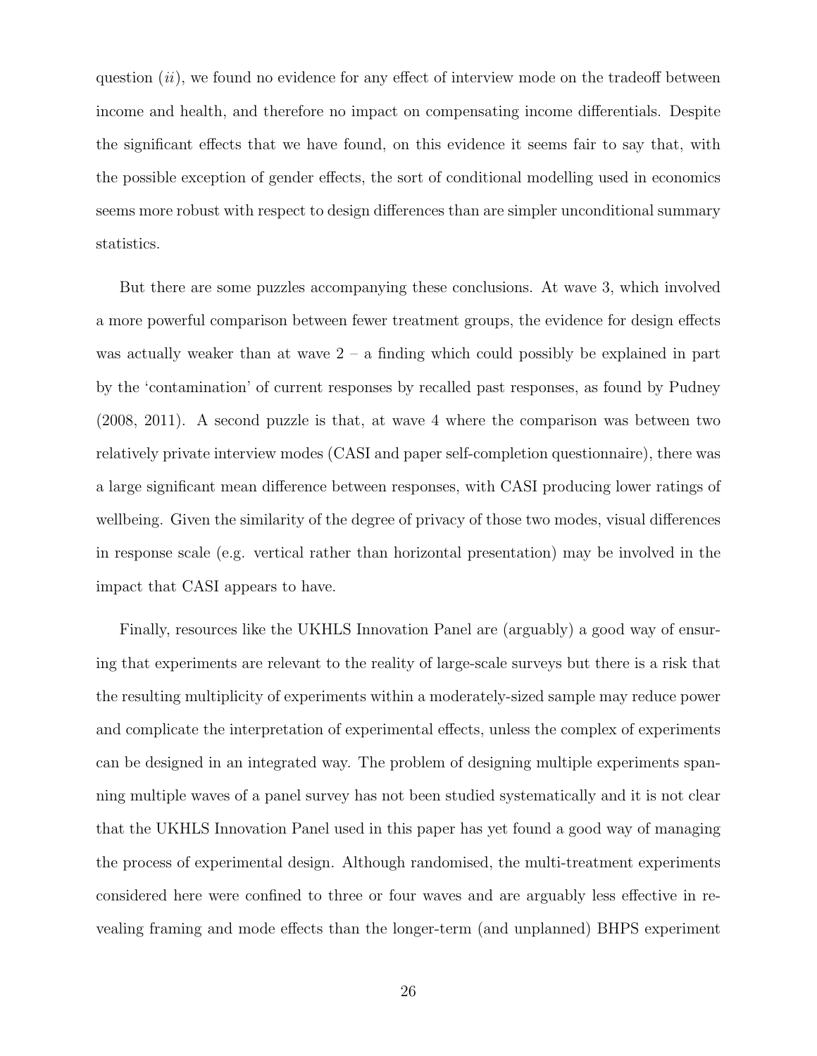question (*ii*), we found no evidence for any effect of interview mode on the tradeoff between income and health, and therefore no impact on compensating income differentials. Despite the significant effects that we have found, on this evidence it seems fair to say that, with the possible exception of gender effects, the sort of conditional modelling used in economics seems more robust with respect to design differences than are simpler unconditional summary statistics.

But there are some puzzles accompanying these conclusions. At wave 3, which involved a more powerful comparison between fewer treatment groups, the evidence for design effects was actually weaker than at wave 2 – a finding which could possibly be explained in part by the 'contamination' of current responses by recalled past responses, as found by Pudney (2008, 2011). A second puzzle is that, at wave 4 where the comparison was between two relatively private interview modes (CASI and paper self-completion questionnaire), there was a large significant mean difference between responses, with CASI producing lower ratings of wellbeing. Given the similarity of the degree of privacy of those two modes, visual differences in response scale (e.g. vertical rather than horizontal presentation) may be involved in the impact that CASI appears to have.

Finally, resources like the UKHLS Innovation Panel are (arguably) a good way of ensuring that experiments are relevant to the reality of large-scale surveys but there is a risk that the resulting multiplicity of experiments within a moderately-sized sample may reduce power and complicate the interpretation of experimental effects, unless the complex of experiments can be designed in an integrated way. The problem of designing multiple experiments spanning multiple waves of a panel survey has not been studied systematically and it is not clear that the UKHLS Innovation Panel used in this paper has yet found a good way of managing the process of experimental design. Although randomised, the multi-treatment experiments considered here were confined to three or four waves and are arguably less effective in revealing framing and mode effects than the longer-term (and unplanned) BHPS experiment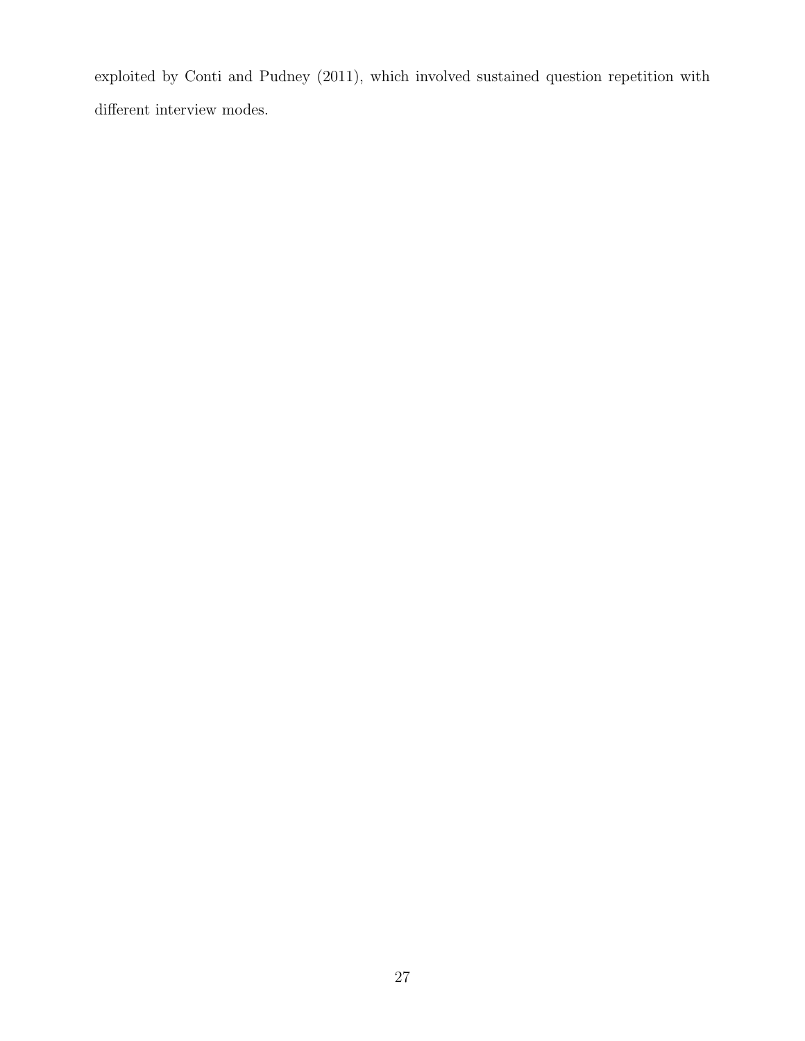exploited by Conti and Pudney (2011), which involved sustained question repetition with different interview modes.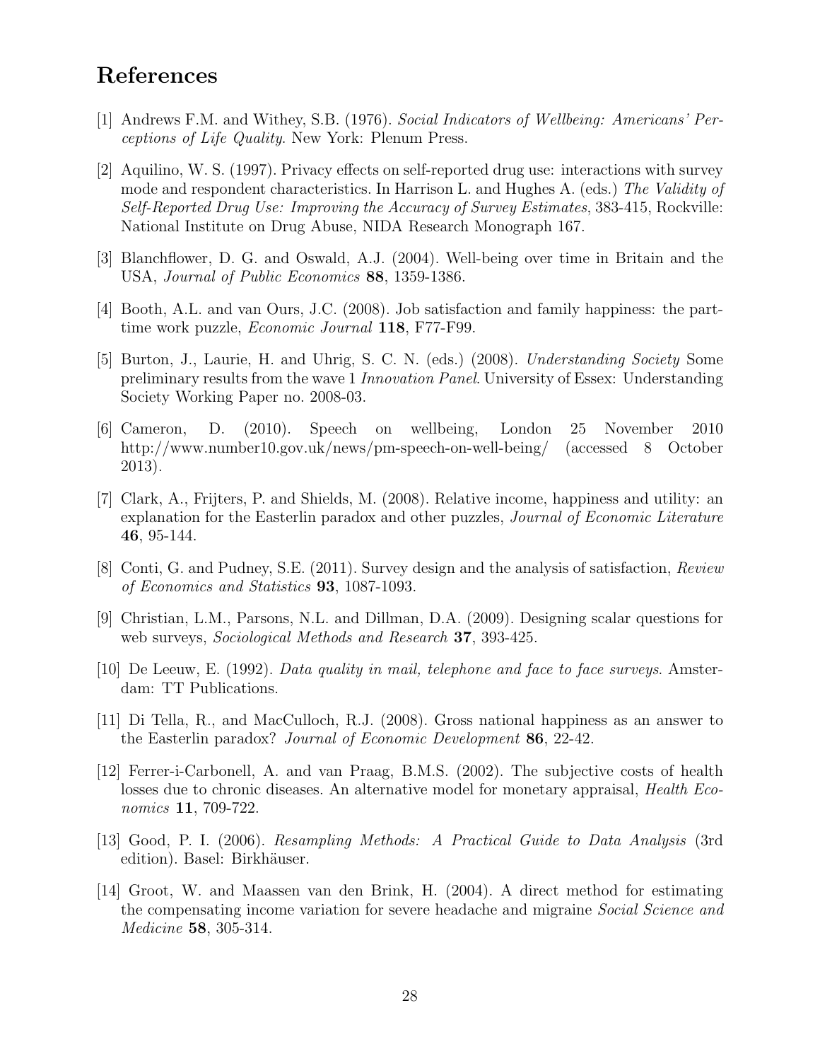## References

[1] Andrews F.M. and Withey, S.B. (1976). *Social Indicators of Wellbeing: Americans' Perceptions of Life Quality*. New York: Plenum Press.

[2] Aquilino, W. S. (1997). Privacy effects on self-reported drug use: interactions with survey mode and respondent characteristics. In Harrison L. and Hughes A. (eds.) *The Validity of Self-Reported Drug Use: Improving the Accuracy of Survey Estimates*, 383-415, Rockville: National Institute on Drug Abuse, NIDA Research Monograph 167.

[3] Blanchflower, D. G. and Oswald, A.J. (2004). Well-being over time in Britain and the USA, *Journal of Public Economics* **88**, 1359-1386.

[4] Booth, A.L. and van Ours, J.C. (2008). Job satisfaction and family happiness: the part-time work puzzle, *Economic Journal* **118**, F77-F99.

[5] Burton, J., Laurie, H. and Uhrig, S. C. N. (eds.) (2008). *Understanding Society* Some preliminary results from the wave 1 *Innovation Panel*. University of Essex: Understanding Society Working Paper no. 2008-03.

[6] Cameron, D. (2010). Speech on wellbeing, London 25 November 2010 http://www.number10.gov.uk/news/pm-speech-on-well-being/ (accessed 8 October 2013).

[7] Clark, A., Frijters, P. and Shields, M. (2008). Relative income, happiness and utility: an explanation for the Easterlin paradox and other puzzles, *Journal of Economic Literature* **46**, 95-144.

[8] Conti, G. and Pudney, S.E. (2011). Survey design and the analysis of satisfaction, *Review of Economics and Statistics* **93**, 1087-1093.

[9] Christian, L.M., Parsons, N.L. and Dillman, D.A. (2009). Designing scalar questions for web surveys, *Sociological Methods and Research* **37**, 393-425.

[10] De Leeuw, E. (1992). *Data quality in mail, telephone and face to face surveys*. Amsterdam: TT Publications.

[11] Di Tella, R., and MacCulloch, R.J. (2008). Gross national happiness as an answer to the Easterlin paradox? *Journal of Economic Development* **86**, 22-42.

[12] Ferrer-i-Carbonell, A. and van Praag, B.M.S. (2002). The subjective costs of health losses due to chronic diseases. An alternative model for monetary appraisal, *Health Economics* **11**, 709-722.

[13] Good, P. I. (2006). *Resampling Methods: A Practical Guide to Data Analysis* (3rd edition). Basel: Birkhäuser.

[14] Groot, W. and Maassen van den Brink, H. (2004). A direct method for estimating the compensating income variation for severe headache and migraine *Social Science and Medicine* **58**, 305-314.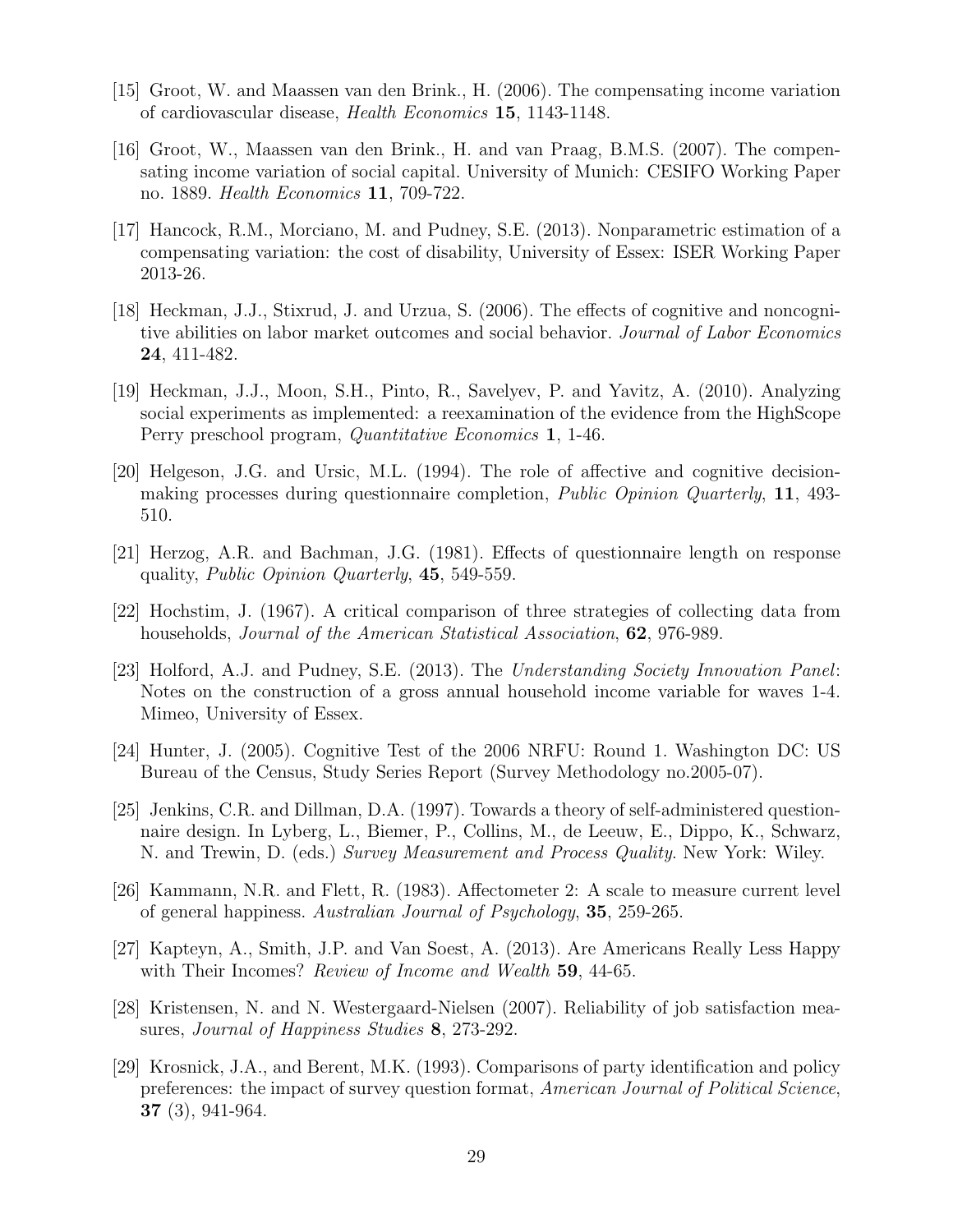[15] Groot, W. and Maassen van den Brink., H. (2006). The compensating income variation of cardiovascular disease, *Health Economics* **15**, 1143-1148.

[16] Groot, W., Maassen van den Brink., H. and van Praag, B.M.S. (2007). The compensating income variation of social capital. University of Munich: CESIFO Working Paper no. 1889. *Health Economics* **11**, 709-722.

[17] Hancock, R.M., Morciano, M. and Pudney, S.E. (2013). Nonparametric estimation of a compensating variation: the cost of disability, University of Essex: ISER Working Paper 2013-26.

[18] Heckman, J.J., Stixrud, J. and Urzua, S. (2006). The effects of cognitive and noncognitive abilities on labor market outcomes and social behavior. *Journal of Labor Economics* **24**, 411-482.

[19] Heckman, J.J., Moon, S.H., Pinto, R., Savelyev, P. and Yavitz, A. (2010). Analyzing social experiments as implemented: a reexamination of the evidence from the HighScope Perry preschool program, *Quantitative Economics* **1**, 1-46.

[20] Helgeson, J.G. and Ursic, M.L. (1994). The role of affective and cognitive decision-making processes during questionnaire completion, *Public Opinion Quarterly*, **11**, 493-510.

[21] Herzog, A.R. and Bachman, J.G. (1981). Effects of questionnaire length on response quality, *Public Opinion Quarterly*, **45**, 549-559.

[22] Hochstim, J. (1967). A critical comparison of three strategies of collecting data from households, *Journal of the American Statistical Association*, **62**, 976-989.

[23] Holford, A.J. and Pudney, S.E. (2013). The *Understanding Society Innovation Panel*: Notes on the construction of a gross annual household income variable for waves 1-4. Mimeo, University of Essex.

[24] Hunter, J. (2005). Cognitive Test of the 2006 NRFU: Round 1. Washington DC: US Bureau of the Census, Study Series Report (Survey Methodology no.2005-07).

[25] Jenkins, C.R. and Dillman, D.A. (1997). Towards a theory of self-administered questionnaire design. In Lyberg, L., Biemer, P., Collins, M., de Leeuw, E., Dippo, K., Schwarz, N. and Trewin, D. (eds.) *Survey Measurement and Process Quality*. New York: Wiley.

[26] Kammann, N.R. and Flett, R. (1983). Affectometer 2: A scale to measure current level of general happiness. *Australian Journal of Psychology*, **35**, 259-265.

[27] Kapteyn, A., Smith, J.P. and Van Soest, A. (2013). Are Americans Really Less Happy with Their Incomes? *Review of Income and Wealth* **59**, 44-65.

[28] Kristensen, N. and N. Westergaard-Nielsen (2007). Reliability of job satisfaction measures, *Journal of Happiness Studies* **8**, 273-292.

[29] Krosnick, J.A., and Berent, M.K. (1993). Comparisons of party identification and policy preferences: the impact of survey question format, *American Journal of Political Science*, **37** (3), 941-964.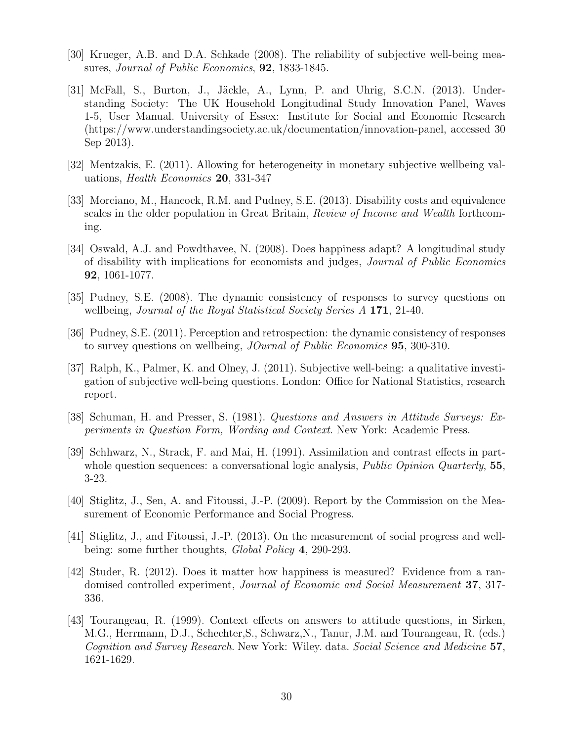[30] Krueger, A.B. and D.A. Schkade (2008). The reliability of subjective well-being measures, *Journal of Public Economics*, **92**, 1833-1845.

[31] McFall, S., Burton, J., Jäckle, A., Lynn, P. and Uhrig, S.C.N. (2013). Understanding Society: The UK Household Longitudinal Study Innovation Panel, Waves 1-5, User Manual. University of Essex: Institute for Social and Economic Research (https://www.understandingsociety.ac.uk/documentation/innovation-panel, accessed 30 Sep 2013).

[32] Mentzakis, E. (2011). Allowing for heterogeneity in monetary subjective wellbeing valuations, *Health Economics* **20**, 331-347

[33] Morciano, M., Hancock, R.M. and Pudney, S.E. (2013). Disability costs and equivalence scales in the older population in Great Britain, *Review of Income and Wealth* forthcoming.

[34] Oswald, A.J. and Powdthavee, N. (2008). Does happiness adapt? A longitudinal study of disability with implications for economists and judges, *Journal of Public Economics* **92**, 1061-1077.

[35] Pudney, S.E. (2008). The dynamic consistency of responses to survey questions on wellbeing, *Journal of the Royal Statistical Society Series A* **171**, 21-40.

[36] Pudney, S.E. (2011). Perception and retrospection: the dynamic consistency of responses to survey questions on wellbeing, *JOurnal of Public Economics* **95**, 300-310.

[37] Ralph, K., Palmer, K. and Olney, J. (2011). Subjective well-being: a qualitative investigation of subjective well-being questions. London: Office for National Statistics, research report.

[38] Schuman, H. and Presser, S. (1981). *Questions and Answers in Attitude Surveys: Experiments in Question Form, Wording and Context*. New York: Academic Press.

[39] Schhwarz, N., Strack, F. and Mai, H. (1991). Assimilation and contrast effects in part-whole question sequences: a conversational logic analysis, *Public Opinion Quarterly*, **55**, 3-23.

[40] Stiglitz, J., Sen, A. and Fitoussi, J.-P. (2009). Report by the Commission on the Measurement of Economic Performance and Social Progress.

[41] Stiglitz, J., and Fitoussi, J.-P. (2013). On the measurement of social progress and well-being: some further thoughts, *Global Policy* **4**, 290-293.

[42] Studer, R. (2012). Does it matter how happiness is measured? Evidence from a randomised controlled experiment, *Journal of Economic and Social Measurement* **37**, 317-336.

[43] Tourangeau, R. (1999). Context effects on answers to attitude questions, in Sirken, M.G., Herrmann, D.J., Schechter,S., Schwarz,N., Tanur, J.M. and Tourangeau, R. (eds.) *Cognition and Survey Research.* New York: Wiley. data. *Social Science and Medicine* **57**, 1621-1629.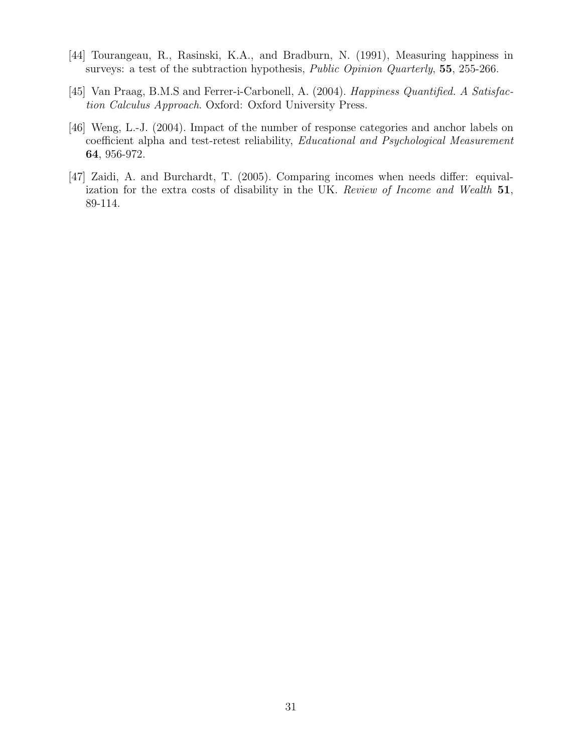[44] Tourangeau, R., Rasinski, K.A., and Bradburn, N. (1991), Measuring happiness in surveys: a test of the subtraction hypothesis, *Public Opinion Quarterly*, **55**, 255-266.

[45] Van Praag, B.M.S and Ferrer-i-Carbonell, A. (2004). *Happiness Quantified. A Satisfaction Calculus Approach*. Oxford: Oxford University Press.

[46] Weng, L.-J. (2004). Impact of the number of response categories and anchor labels on coefficient alpha and test-retest reliability, *Educational and Psychological Measurement* **64**, 956-972.

[47] Zaidi, A. and Burchardt, T. (2005). Comparing incomes when needs differ: equivalization for the extra costs of disability in the UK. *Review of Income and Wealth* **51**, 89-114.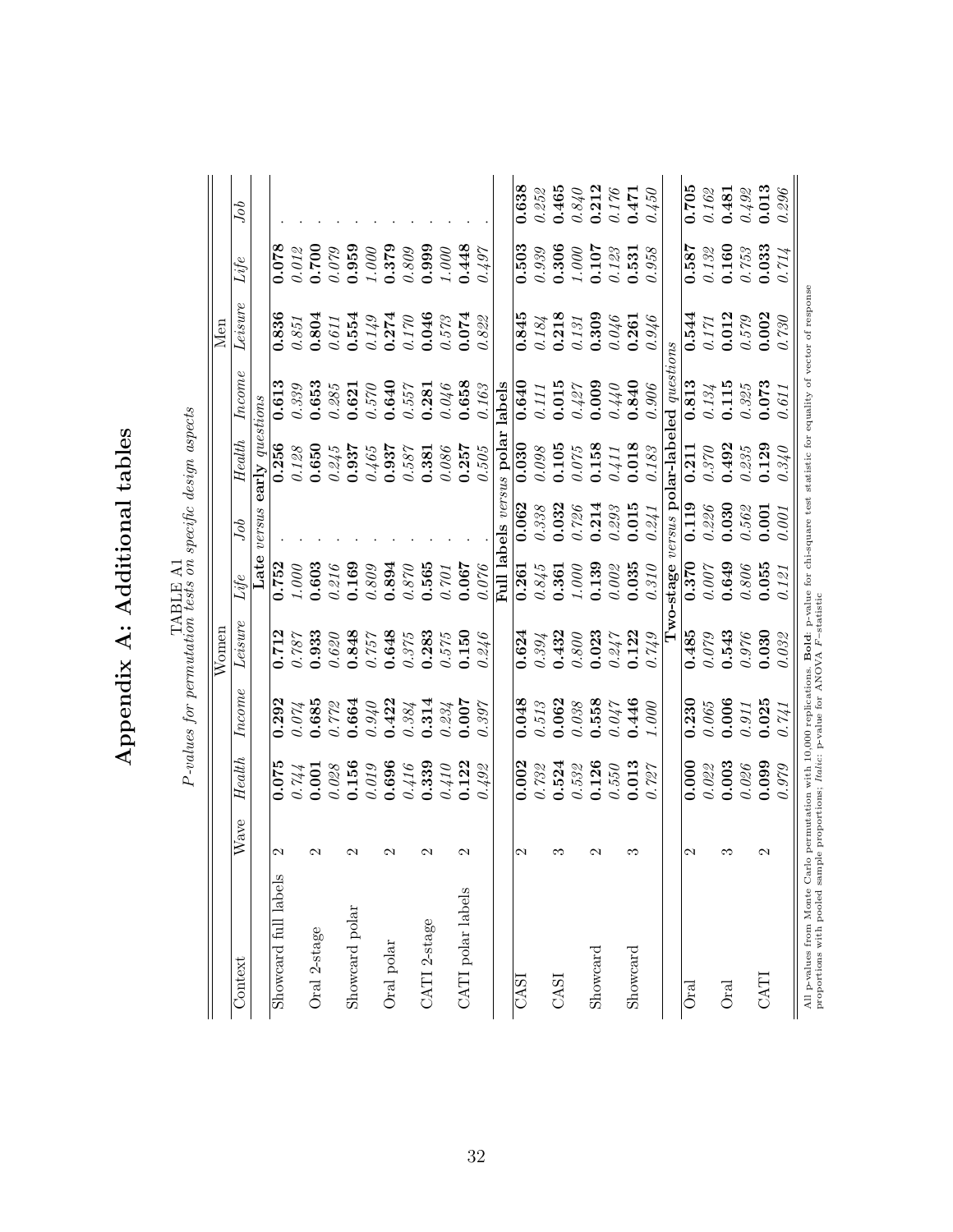# Appendix A: Additional tables

TABLE A1

*P-values for permutation tests on specific design aspects*

| Context | Wave | Women | | | | | Men | | | | |
|---|---|---|---|---|---|---|---|---|---|---|---|
| | | *Health* | *Income* | *Leisure* | *Life* | *Job* | *Health* | *Income* | *Leisure* | *Life* | *Job* |
| | | **Late** *versus* **early** *questions* | | | | | | | | | |
| Showcard full labels | 2 | **0.075** | **0.292** | **0.712** | **0.752** | . | **0.256** | **0.613** | **0.836** | **0.078** | . |
| | | *0.744* | *0.074* | *0.787* | *1.000* | . | *0.128* | *0.339* | *0.851* | *0.012* | . |
| Oral 2-stage | 2 | **0.001** | **0.685** | **0.933** | **0.603** | . | **0.650** | **0.653** | **0.804** | **0.700** | . |
| | | *0.028* | *0.772* | *0.620* | *0.216* | . | *0.245* | *0.285* | *0.611* | *0.079* | . |
| Showcard polar | 2 | **0.156** | **0.664** | **0.848** | **0.169** | . | **0.937** | **0.621** | **0.554** | **0.959** | . |
| | | *0.019* | *0.940* | *0.757* | *0.809* | . | *0.465* | *0.570* | *0.149* | *1.000* | . |
| Oral polar | 2 | **0.696** | **0.422** | **0.648** | **0.894** | . | **0.937** | **0.640** | **0.274** | **0.379** | . |
| | | *0.416* | *0.384* | *0.375* | *0.870* | . | *0.587* | *0.557* | *0.170* | *0.809* | . |
| CATI 2-stage | 2 | **0.339** | **0.314** | **0.283** | **0.565** | . | **0.381** | **0.281** | **0.046** | **0.999** | . |
| | | *0.410* | *0.234* | *0.575* | *0.701* | . | *0.086* | *0.046* | *0.573* | *1.000* | . |
| CATI polar labels | 2 | **0.122** | **0.007** | **0.150** | **0.067** | . | **0.257** | **0.658** | **0.074** | **0.448** | . |
| | | *0.492* | *0.397* | *0.246* | *0.076* | . | *0.505* | *0.163* | *0.822* | *0.497* | . |
| | | **Full labels** *versus* **polar labels** | | | | | | | | | |
| CASI | 2 | **0.002** | **0.048** | **0.624** | **0.261** | **0.062** | **0.030** | **0.640** | **0.845** | **0.503** | **0.638** |
| | | *0.732* | *0.513* | *0.394* | *0.845* | *0.338* | *0.098* | *0.111* | *0.184* | *0.939* | *0.252* |
| CASI | 3 | **0.524** | **0.062** | **0.432** | **0.361** | **0.032** | **0.105** | **0.015** | **0.218** | **0.306** | **0.465** |
| | | *0.532* | *0.038* | *0.800* | *1.000* | *0.726* | *0.075* | *0.427* | *0.131* | *1.000* | *0.840* |
| Showcard | 2 | **0.126** | **0.558** | **0.023** | **0.139** | **0.214** | **0.158** | **0.009** | **0.309** | **0.107** | **0.212** |
| | | *0.550* | *0.047* | *0.247* | *0.002* | *0.293* | *0.411* | *0.440* | *0.046* | *0.123* | *0.176* |
| Showcard | 3 | **0.013** | **0.446** | **0.122** | **0.035** | **0.015** | **0.018** | **0.840** | **0.261** | **0.531** | **0.471** |
| | | *0.727* | *1.000* | *0.749* | *0.310* | *0.241* | *0.183* | *0.906* | *0.946* | *0.958* | *0.450* |
| | | **Two-stage** *versus* **polar-labeled** *questions* | | | | | | | | | |
| Oral | 2 | **0.000** | **0.230** | **0.485** | **0.370** | **0.119** | **0.211** | **0.813** | **0.544** | **0.587** | **0.705** |
| | | *0.022* | *0.065* | *0.079* | *0.007* | *0.226* | *0.370* | *0.134* | *0.171* | *0.132* | *0.162* |
| Oral | 3 | **0.003** | **0.006** | **0.543** | **0.649** | **0.030** | **0.492** | **0.115** | **0.012** | **0.160** | **0.481** |
| | | *0.026* | *0.911* | *0.976* | *0.806* | *0.562* | *0.235* | *0.325* | *0.579* | *0.753* | *0.492* |
| CATI | 2 | **0.099** | **0.025** | **0.030** | **0.055** | **0.001** | **0.129** | **0.073** | **0.002** | **0.033** | **0.013** |
| | | *0.979* | *0.741* | *0.032* | *0.121* | *0.001* | *0.340* | *0.611* | *0.730* | *0.714* | *0.296* |

All p-values from Monte Carlo permutation with 10,000 replications. **Bold**: p-value for chi-square test statistic for equality of vector of response proportions with pooled sample proportions; *Italic*: p-value for ANOVA $F$-statistic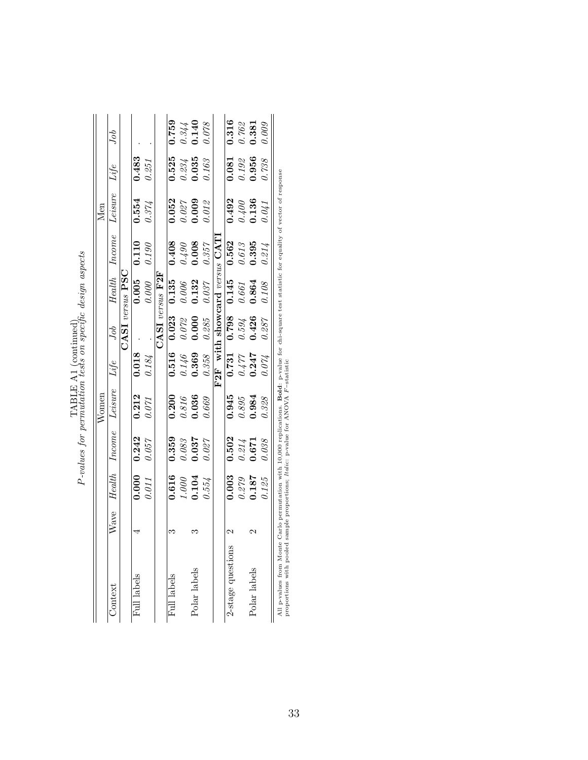TABLE A1 (continued)

*P-values for permutation tests on specific design aspects*

| | | Women | | | | | Men | | | | |
|---|---|---|---|---|---|---|---|---|---|---|---|
| Context | Wave | *Health* | *Income* | *Leisure* | *Life* | *Job* | *Health* | *Income* | *Leisure* | *Life* | *Job* |
| | | | | | | **CASI** *versus* **PSC** | | | | | |
| Full labels | 4 | **0.000** | **0.242** | **0.212** | **0.018** | . | **0.005** | **0.110** | **0.554** | **0.483** | . |
| | | *0.011* | *0.057* | *0.071* | *0.184* | . | *0.000* | *0.190* | *0.374* | *0.251* | . |
| | | | | | | **CASI** *versus* **F2F** | | | | | |
| Full labels | 3 | **0.616** | **0.359** | **0.200** | **0.516** | **0.023** | **0.135** | **0.408** | **0.052** | **0.525** | **0.759** |
| | | *1.000* | *0.083* | *0.816* | *0.146* | *0.072* | *0.006* | *0.490* | *0.027* | *0.234* | *0.344* |
| Polar labels | 3 | **0.104** | **0.037** | **0.036** | **0.369** | **0.000** | **0.132** | **0.008** | **0.009** | **0.035** | **0.140** |
| | | *0.554* | *0.027* | *0.669* | *0.358* | *0.285* | *0.037* | *0.357* | *0.012* | *0.163* | *0.078* |
| | | | | | | **F2F with showcard** *versus* **CATI** | | | | | |
| 2-stage questions | 2 | **0.003** | **0.502** | **0.945** | **0.731** | **0.798** | **0.145** | **0.562** | **0.492** | **0.081** | **0.316** |
| | | *0.279* | *0.214* | *0.895* | *0.477* | *0.594* | *0.661* | *0.613* | *0.400* | *0.192* | *0.762* |
| Polar labels | 2 | **0.187** | **0.671** | **0.984** | **0.247** | **0.426** | **0.864** | **0.395** | **0.136** | **0.956** | **0.381** |
| | | *0.125* | *0.038* | *0.328* | *0.074* | *0.287* | *0.108* | *0.214* | *0.041* | *0.738* | *0.009* |

All p-values from Monte Carlo permutation with 10,000 replications. **Bold**: p-value for chi-square test statistic for equality of vector of response proportions with pooled sample proportions; *Italic*: p-value for ANOVA $F$-statistic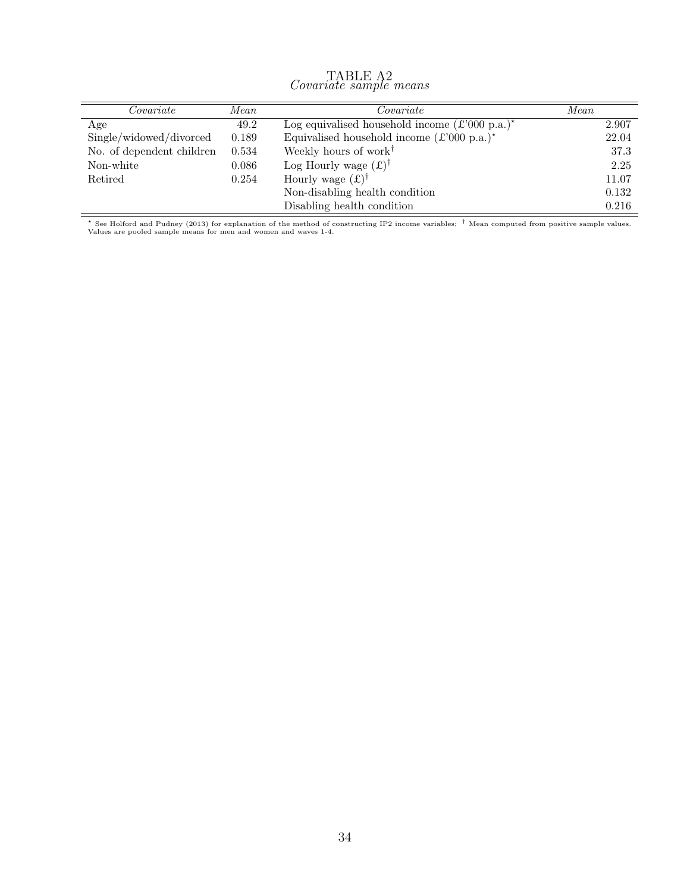TABLE A2
*Covariate sample means*

| *Covariate* | *Mean* | *Covariate* | *Mean* |
|---|---|---|---|
| Age | 49.2 | Log equivalised household income (£'000 p.a.)$^{\star}$ | 2.907 |
| Single/widowed/divorced | 0.189 | Equivalised household income (£'000 p.a.)$^{\star}$ | 22.04 |
| No. of dependent children | 0.534 | Weekly hours of work$^{\dagger}$ | 37.3 |
| Non-white | 0.086 | Log Hourly wage (£)$^{\dagger}$ | 2.25 |
| Retired | 0.254 | Hourly wage (£)$^{\dagger}$ | 11.07 |
| | | Non-disabling health condition | 0.132 |
| | | Disabling health condition | 0.216 |

$^{\star}$ See Holford and Pudney (2013) for explanation of the method of constructing IP2 income variables; $^{\dagger}$ Mean computed from positive sample values. Values are pooled sample means for men and women and waves 1-4.